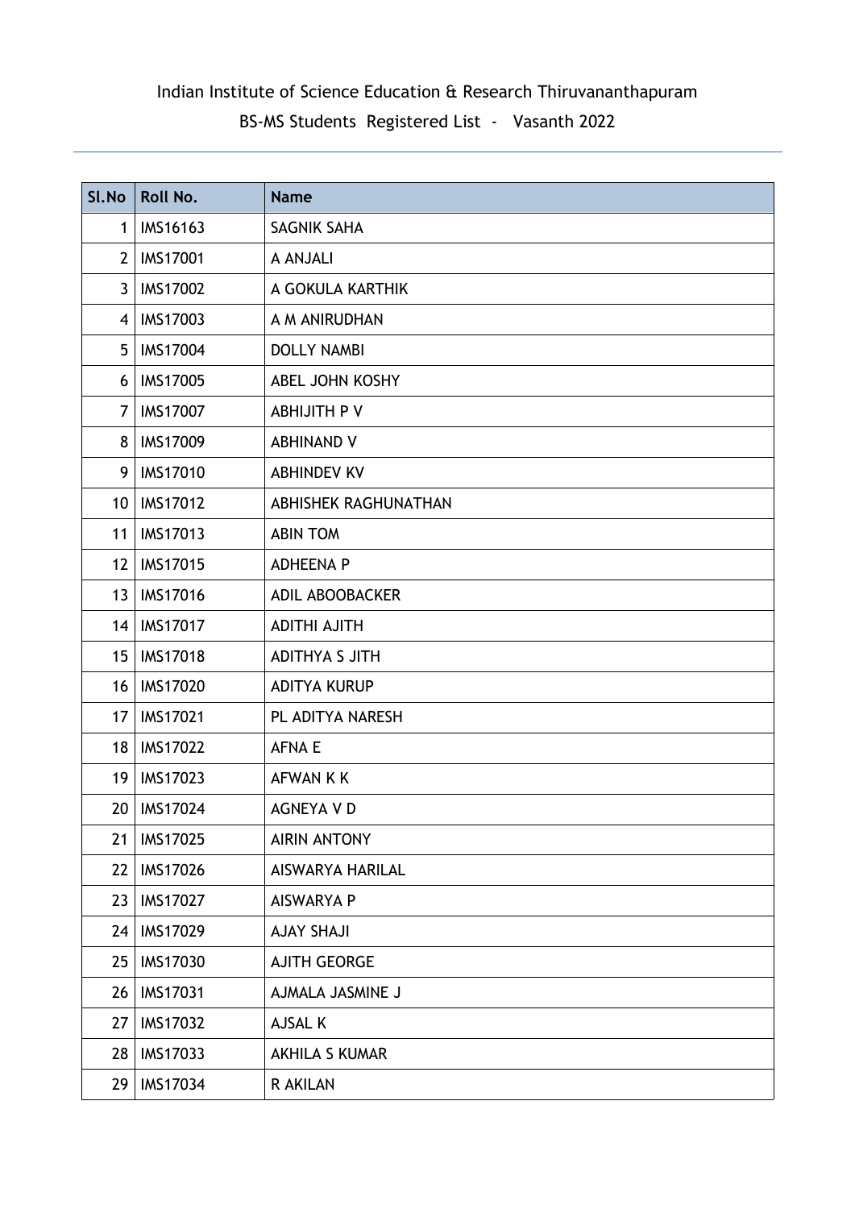# Indian Institute of Science Education & Research Thiruvananthapuram

## BS-MS Students Registered List - Vasanth 2022

| Sl.No | Roll No. | Name |
|---|---|---|
| 1 | IMS16163 | SAGNIK SAHA |
| 2 | IMS17001 | A ANJALI |
| 3 | IMS17002 | A GOKULA KARTHIK |
| 4 | IMS17003 | A M ANIRUDHAN |
| 5 | IMS17004 | DOLLY NAMBI |
| 6 | IMS17005 | ABEL JOHN KOSHY |
| 7 | IMS17007 | ABHIJITH P V |
| 8 | IMS17009 | ABHINAND V |
| 9 | IMS17010 | ABHINDEV KV |
| 10 | IMS17012 | ABHISHEK RAGHUNATHAN |
| 11 | IMS17013 | ABIN TOM |
| 12 | IMS17015 | ADHEENA P |
| 13 | IMS17016 | ADIL ABOOBACKER |
| 14 | IMS17017 | ADITHI AJITH |
| 15 | IMS17018 | ADITHYA S JITH |
| 16 | IMS17020 | ADITYA KURUP |
| 17 | IMS17021 | PL ADITYA NARESH |
| 18 | IMS17022 | AFNA E |
| 19 | IMS17023 | AFWAN K K |
| 20 | IMS17024 | AGNEYA V D |
| 21 | IMS17025 | AIRIN ANTONY |
| 22 | IMS17026 | AISWARYA HARILAL |
| 23 | IMS17027 | AISWARYA P |
| 24 | IMS17029 | AJAY SHAJI |
| 25 | IMS17030 | AJITH GEORGE |
| 26 | IMS17031 | AJMALA JASMINE J |
| 27 | IMS17032 | AJSAL K |
| 28 | IMS17033 | AKHILA S KUMAR |
| 29 | IMS17034 | R AKILAN |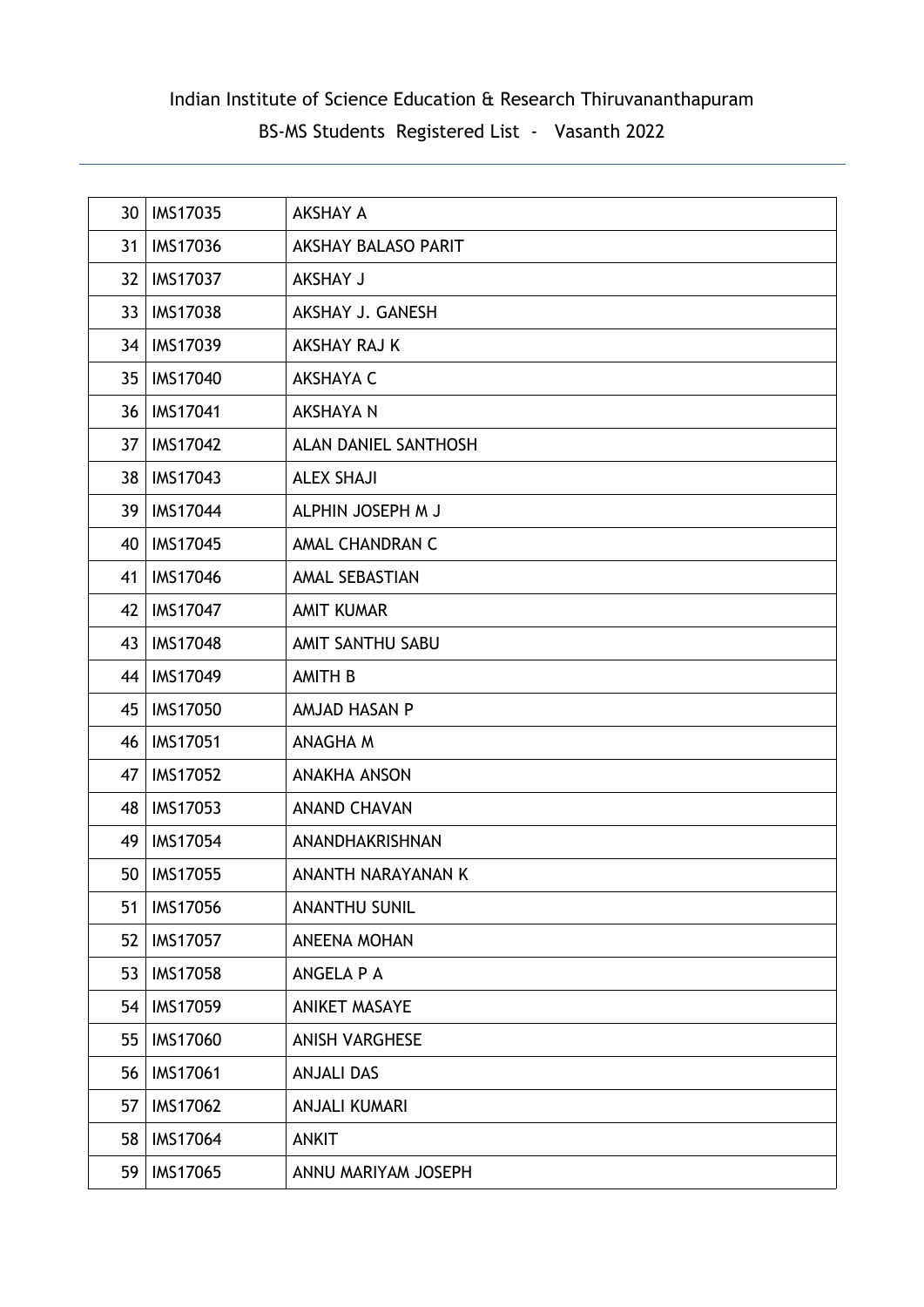Indian Institute of Science Education & Research Thiruvananthapuram

BS-MS Students Registered List - Vasanth 2022

| | | |
|---|---|---|
| 30 | IMS17035 | AKSHAY A |
| 31 | IMS17036 | AKSHAY BALASO PARIT |
| 32 | IMS17037 | AKSHAY J |
| 33 | IMS17038 | AKSHAY J. GANESH |
| 34 | IMS17039 | AKSHAY RAJ K |
| 35 | IMS17040 | AKSHAYA C |
| 36 | IMS17041 | AKSHAYA N |
| 37 | IMS17042 | ALAN DANIEL SANTHOSH |
| 38 | IMS17043 | ALEX SHAJI |
| 39 | IMS17044 | ALPHIN JOSEPH M J |
| 40 | IMS17045 | AMAL CHANDRAN C |
| 41 | IMS17046 | AMAL SEBASTIAN |
| 42 | IMS17047 | AMIT KUMAR |
| 43 | IMS17048 | AMIT SANTHU SABU |
| 44 | IMS17049 | AMITH B |
| 45 | IMS17050 | AMJAD HASAN P |
| 46 | IMS17051 | ANAGHA M |
| 47 | IMS17052 | ANAKHA ANSON |
| 48 | IMS17053 | ANAND CHAVAN |
| 49 | IMS17054 | ANANDHAKRISHNAN |
| 50 | IMS17055 | ANANTH NARAYANAN K |
| 51 | IMS17056 | ANANTHU SUNIL |
| 52 | IMS17057 | ANEENA MOHAN |
| 53 | IMS17058 | ANGELA P A |
| 54 | IMS17059 | ANIKET MASAYE |
| 55 | IMS17060 | ANISH VARGHESE |
| 56 | IMS17061 | ANJALI DAS |
| 57 | IMS17062 | ANJALI KUMARI |
| 58 | IMS17064 | ANKIT |
| 59 | IMS17065 | ANNU MARIYAM JOSEPH |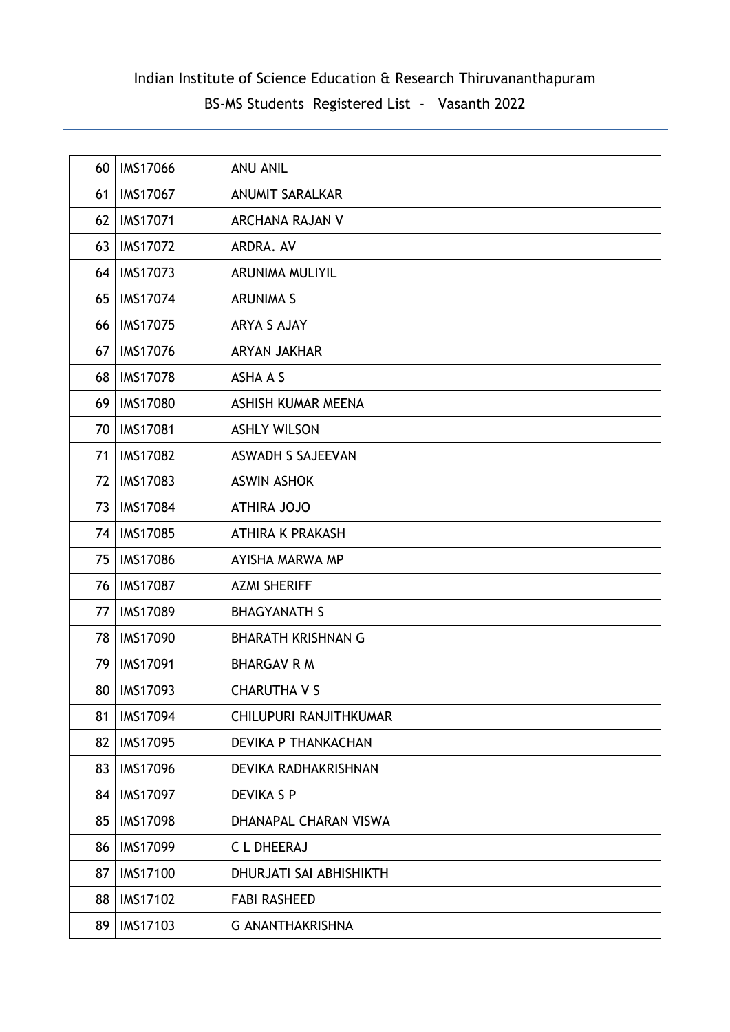Indian Institute of Science Education & Research Thiruvananthapuram

BS-MS Students Registered List - Vasanth 2022

| | | |
|---|---|---|
| 60 | IMS17066 | ANU ANIL |
| 61 | IMS17067 | ANUMIT SARALKAR |
| 62 | IMS17071 | ARCHANA RAJAN V |
| 63 | IMS17072 | ARDRA. AV |
| 64 | IMS17073 | ARUNIMA MULIYIL |
| 65 | IMS17074 | ARUNIMA S |
| 66 | IMS17075 | ARYA S AJAY |
| 67 | IMS17076 | ARYAN JAKHAR |
| 68 | IMS17078 | ASHA A S |
| 69 | IMS17080 | ASHISH KUMAR MEENA |
| 70 | IMS17081 | ASHLY WILSON |
| 71 | IMS17082 | ASWADH S SAJEEVAN |
| 72 | IMS17083 | ASWIN ASHOK |
| 73 | IMS17084 | ATHIRA JOJO |
| 74 | IMS17085 | ATHIRA K PRAKASH |
| 75 | IMS17086 | AYISHA MARWA MP |
| 76 | IMS17087 | AZMI SHERIFF |
| 77 | IMS17089 | BHAGYANATH S |
| 78 | IMS17090 | BHARATH KRISHNAN G |
| 79 | IMS17091 | BHARGAV R M |
| 80 | IMS17093 | CHARUTHA V S |
| 81 | IMS17094 | CHILUPURI RANJITHKUMAR |
| 82 | IMS17095 | DEVIKA P THANKACHAN |
| 83 | IMS17096 | DEVIKA RADHAKRISHNAN |
| 84 | IMS17097 | DEVIKA S P |
| 85 | IMS17098 | DHANAPAL CHARAN VISWA |
| 86 | IMS17099 | C L DHEERAJ |
| 87 | IMS17100 | DHURJATI SAI ABHISHIKTH |
| 88 | IMS17102 | FABI RASHEED |
| 89 | IMS17103 | G ANANTHAKRISHNA |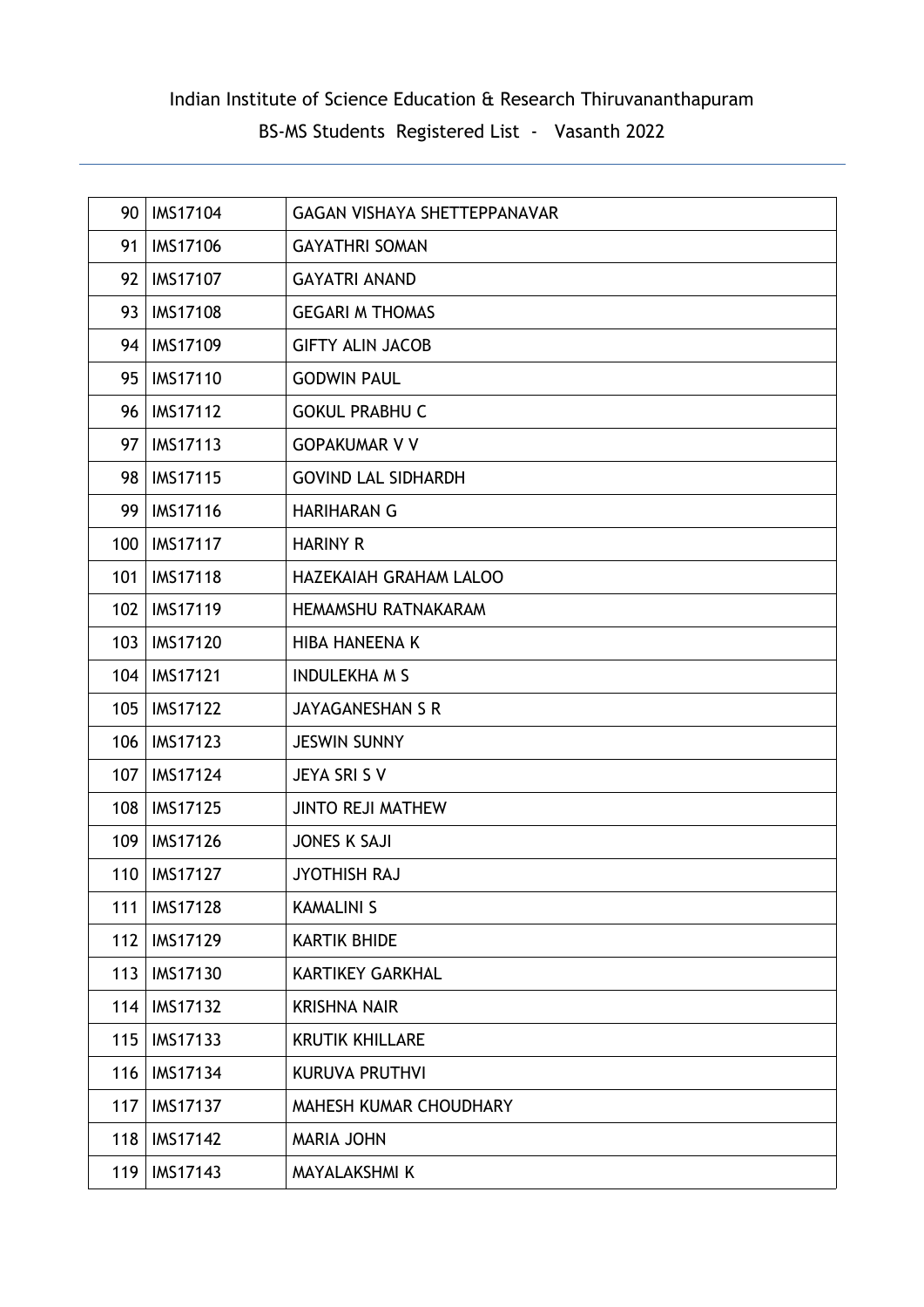Indian Institute of Science Education & Research Thiruvananthapuram

BS-MS Students Registered List - Vasanth 2022

| | | |
|---|---|---|
| 90 | IMS17104 | GAGAN VISHAYA SHETTEPPANAVAR |
| 91 | IMS17106 | GAYATHRI SOMAN |
| 92 | IMS17107 | GAYATRI ANAND |
| 93 | IMS17108 | GEGARI M THOMAS |
| 94 | IMS17109 | GIFTY ALIN JACOB |
| 95 | IMS17110 | GODWIN PAUL |
| 96 | IMS17112 | GOKUL PRABHU C |
| 97 | IMS17113 | GOPAKUMAR V V |
| 98 | IMS17115 | GOVIND LAL SIDHARDH |
| 99 | IMS17116 | HARIHARAN G |
| 100 | IMS17117 | HARINY R |
| 101 | IMS17118 | HAZEKAIAH GRAHAM LALOO |
| 102 | IMS17119 | HEMAMSHU RATNAKARAM |
| 103 | IMS17120 | HIBA HANEENA K |
| 104 | IMS17121 | INDULEKHA M S |
| 105 | IMS17122 | JAYAGANESHAN S R |
| 106 | IMS17123 | JESWIN SUNNY |
| 107 | IMS17124 | JEYA SRI S V |
| 108 | IMS17125 | JINTO REJI MATHEW |
| 109 | IMS17126 | JONES K SAJI |
| 110 | IMS17127 | JYOTHISH RAJ |
| 111 | IMS17128 | KAMALINI S |
| 112 | IMS17129 | KARTIK BHIDE |
| 113 | IMS17130 | KARTIKEY GARKHAL |
| 114 | IMS17132 | KRISHNA NAIR |
| 115 | IMS17133 | KRUTIK KHILLARE |
| 116 | IMS17134 | KURUVA PRUTHVI |
| 117 | IMS17137 | MAHESH KUMAR CHOUDHARY |
| 118 | IMS17142 | MARIA JOHN |
| 119 | IMS17143 | MAYALAKSHMI K |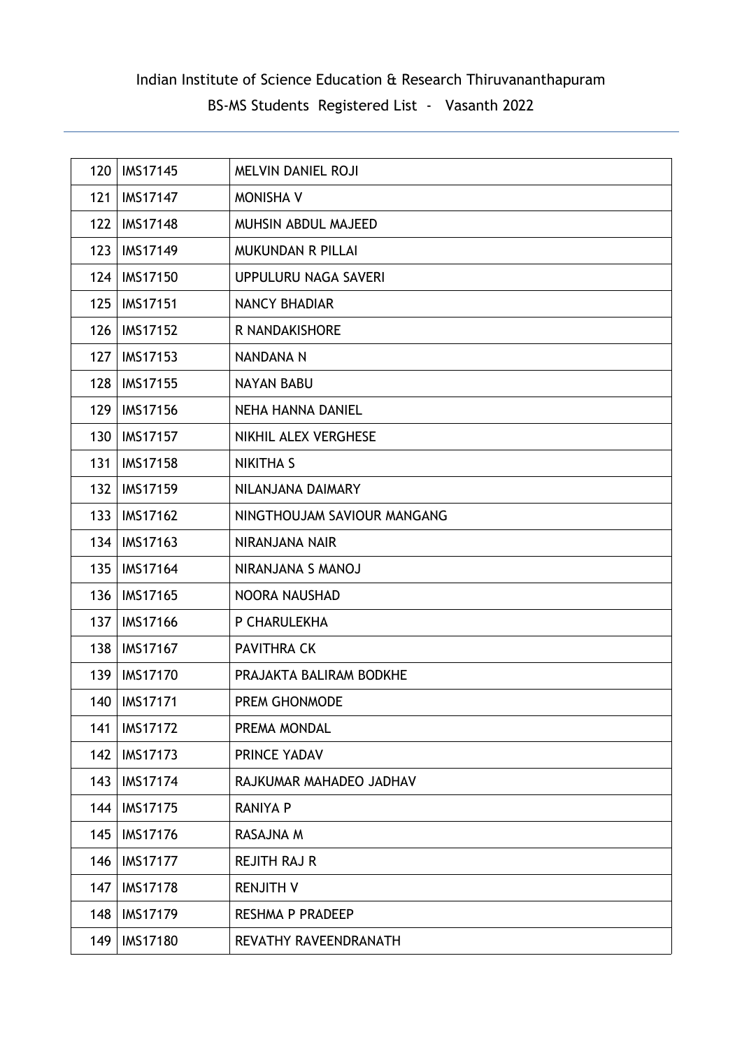| | | |
|---|---|---|
| 120 | IMS17145 | MELVIN DANIEL ROJI |
| 121 | IMS17147 | MONISHA V |
| 122 | IMS17148 | MUHSIN ABDUL MAJEED |
| 123 | IMS17149 | MUKUNDAN R PILLAI |
| 124 | IMS17150 | UPPULURU NAGA SAVERI |
| 125 | IMS17151 | NANCY BHADIAR |
| 126 | IMS17152 | R NANDAKISHORE |
| 127 | IMS17153 | NANDANA N |
| 128 | IMS17155 | NAYAN BABU |
| 129 | IMS17156 | NEHA HANNA DANIEL |
| 130 | IMS17157 | NIKHIL ALEX VERGHESE |
| 131 | IMS17158 | NIKITHA S |
| 132 | IMS17159 | NILANJANA DAIMARY |
| 133 | IMS17162 | NINGTHOUJAM SAVIOUR MANGANG |
| 134 | IMS17163 | NIRANJANA NAIR |
| 135 | IMS17164 | NIRANJANA S MANOJ |
| 136 | IMS17165 | NOORA NAUSHAD |
| 137 | IMS17166 | P CHARULEKHA |
| 138 | IMS17167 | PAVITHRA CK |
| 139 | IMS17170 | PRAJAKTA BALIRAM BODKHE |
| 140 | IMS17171 | PREM GHONMODE |
| 141 | IMS17172 | PREMA MONDAL |
| 142 | IMS17173 | PRINCE YADAV |
| 143 | IMS17174 | RAJKUMAR MAHADEO JADHAV |
| 144 | IMS17175 | RANIYA P |
| 145 | IMS17176 | RASAJNA M |
| 146 | IMS17177 | REJITH RAJ R |
| 147 | IMS17178 | RENJITH V |
| 148 | IMS17179 | RESHMA P PRADEEP |
| 149 | IMS17180 | REVATHY RAVEENDRANATH |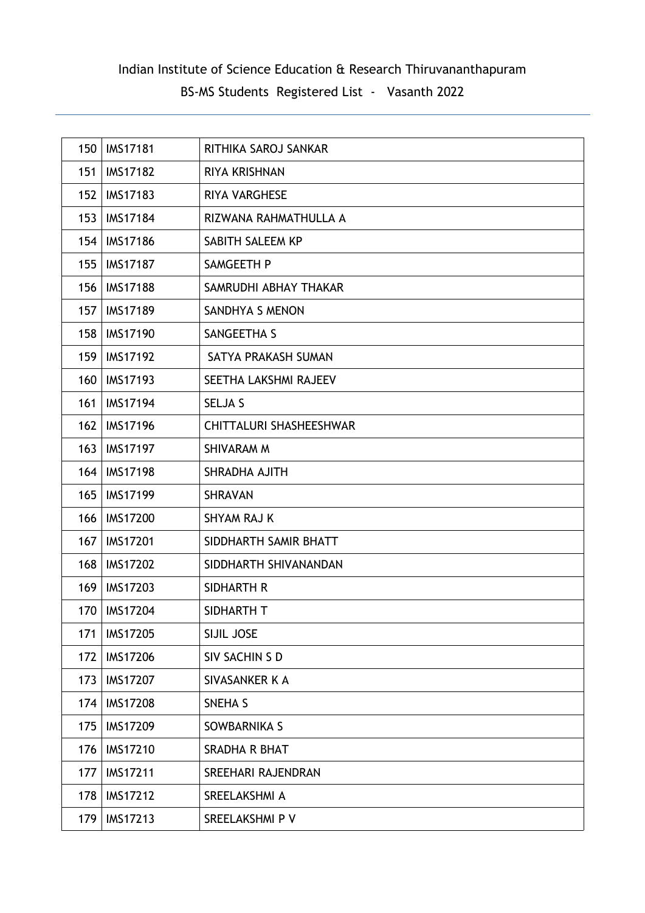Indian Institute of Science Education & Research Thiruvananthapuram

BS-MS Students Registered List - Vasanth 2022

| | | |
|---|---|---|
| 150 | IMS17181 | RITHIKA SAROJ SANKAR |
| 151 | IMS17182 | RIYA KRISHNAN |
| 152 | IMS17183 | RIYA VARGHESE |
| 153 | IMS17184 | RIZWANA RAHMATHULLA A |
| 154 | IMS17186 | SABITH SALEEM KP |
| 155 | IMS17187 | SAMGEETH P |
| 156 | IMS17188 | SAMRUDHI ABHAY THAKAR |
| 157 | IMS17189 | SANDHYA S MENON |
| 158 | IMS17190 | SANGEETHA S |
| 159 | IMS17192 | SATYA PRAKASH SUMAN |
| 160 | IMS17193 | SEETHA LAKSHMI RAJEEV |
| 161 | IMS17194 | SELJA S |
| 162 | IMS17196 | CHITTALURI SHASHEESHWAR |
| 163 | IMS17197 | SHIVARAM M |
| 164 | IMS17198 | SHRADHA AJITH |
| 165 | IMS17199 | SHRAVAN |
| 166 | IMS17200 | SHYAM RAJ K |
| 167 | IMS17201 | SIDDHARTH SAMIR BHATT |
| 168 | IMS17202 | SIDDHARTH SHIVANANDAN |
| 169 | IMS17203 | SIDHARTH R |
| 170 | IMS17204 | SIDHARTH T |
| 171 | IMS17205 | SIJIL JOSE |
| 172 | IMS17206 | SIV SACHIN S D |
| 173 | IMS17207 | SIVASANKER K A |
| 174 | IMS17208 | SNEHA S |
| 175 | IMS17209 | SOWBARNIKA S |
| 176 | IMS17210 | SRADHA R BHAT |
| 177 | IMS17211 | SREEHARI RAJENDRAN |
| 178 | IMS17212 | SREELAKSHMI A |
| 179 | IMS17213 | SREELAKSHMI P V |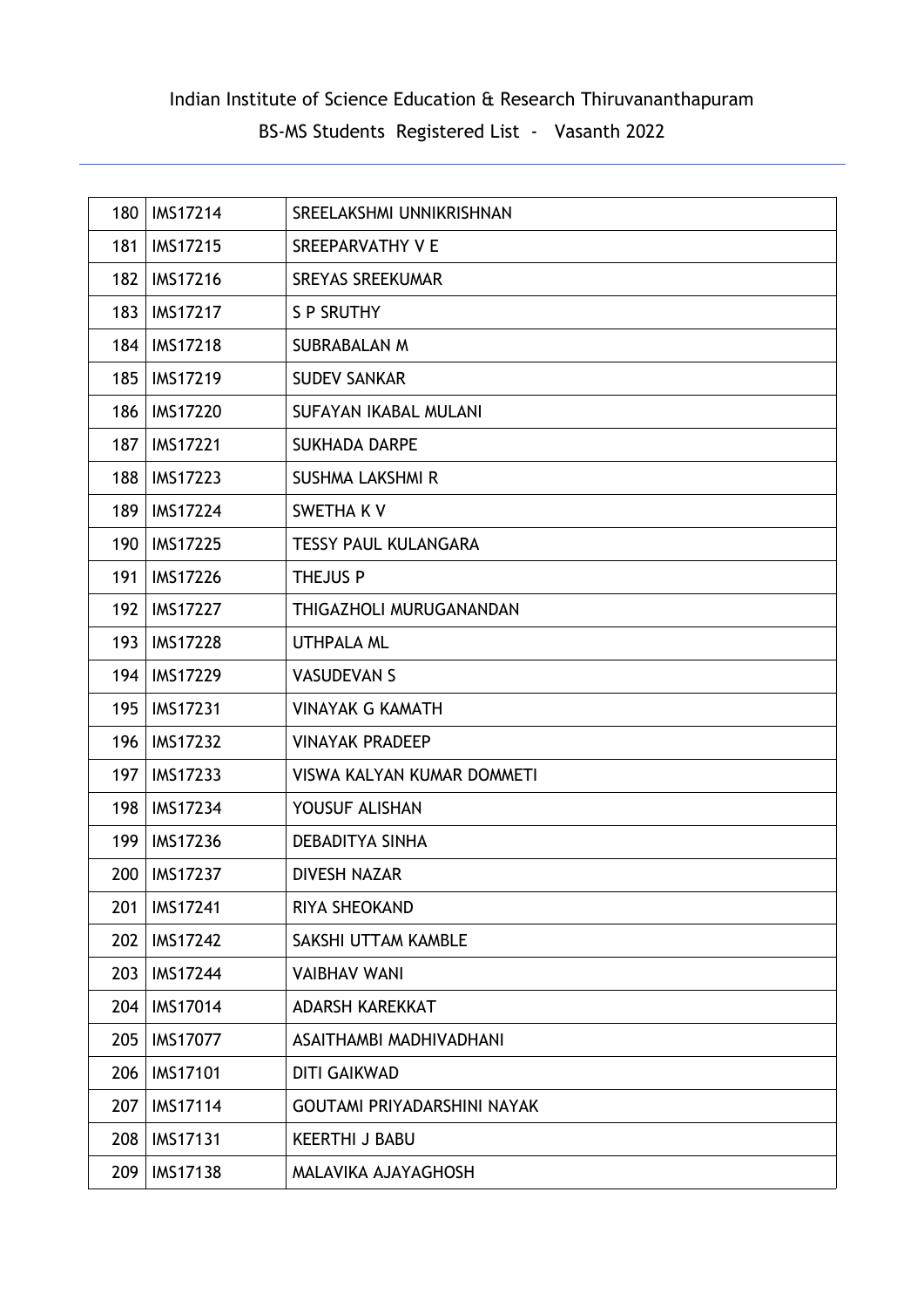Indian Institute of Science Education & Research Thiruvananthapuram

BS-MS Students Registered List - Vasanth 2022

| | | |
|---|---|---|
| 180 | IMS17214 | SREELAKSHMI UNNIKRISHNAN |
| 181 | IMS17215 | SREEPARVATHY V E |
| 182 | IMS17216 | SREYAS SREEKUMAR |
| 183 | IMS17217 | S P SRUTHY |
| 184 | IMS17218 | SUBRABALAN M |
| 185 | IMS17219 | SUDEV SANKAR |
| 186 | IMS17220 | SUFAYAN IKABAL MULANI |
| 187 | IMS17221 | SUKHADA DARPE |
| 188 | IMS17223 | SUSHMA LAKSHMI R |
| 189 | IMS17224 | SWETHA K V |
| 190 | IMS17225 | TESSY PAUL KULANGARA |
| 191 | IMS17226 | THEJUS P |
| 192 | IMS17227 | THIGAZHOLI MURUGANANDAN |
| 193 | IMS17228 | UTHPALA ML |
| 194 | IMS17229 | VASUDEVAN S |
| 195 | IMS17231 | VINAYAK G KAMATH |
| 196 | IMS17232 | VINAYAK PRADEEP |
| 197 | IMS17233 | VISWA KALYAN KUMAR DOMMETI |
| 198 | IMS17234 | YOUSUF ALISHAN |
| 199 | IMS17236 | DEBADITYA SINHA |
| 200 | IMS17237 | DIVESH NAZAR |
| 201 | IMS17241 | RIYA SHEOKAND |
| 202 | IMS17242 | SAKSHI UTTAM KAMBLE |
| 203 | IMS17244 | VAIBHAV WANI |
| 204 | IMS17014 | ADARSH KAREKKAT |
| 205 | IMS17077 | ASAITHAMBI MADHIVADHANI |
| 206 | IMS17101 | DITI GAIKWAD |
| 207 | IMS17114 | GOUTAMI PRIYADARSHINI NAYAK |
| 208 | IMS17131 | KEERTHI J BABU |
| 209 | IMS17138 | MALAVIKA AJAYAGHOSH |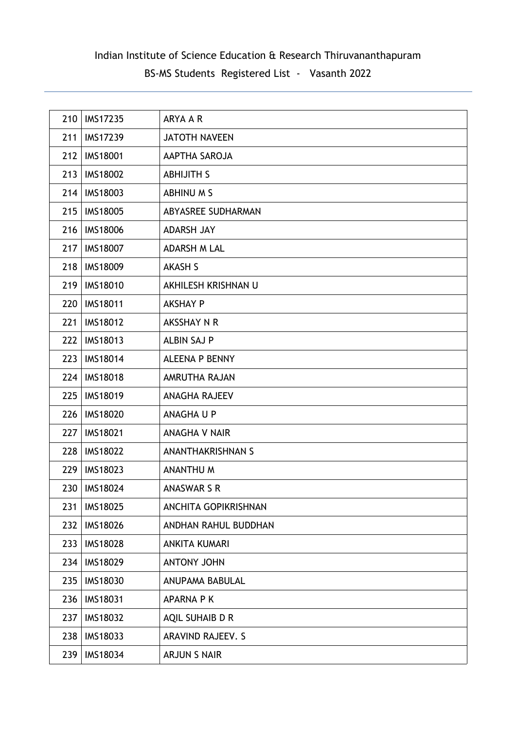| 210 | IMS17235 | ARYA A R |
|---|---|---|
| 211 | IMS17239 | JATOTH NAVEEN |
| 212 | IMS18001 | AAPTHA SAROJA |
| 213 | IMS18002 | ABHIJITH S |
| 214 | IMS18003 | ABHINU M S |
| 215 | IMS18005 | ABYASREE SUDHARMAN |
| 216 | IMS18006 | ADARSH JAY |
| 217 | IMS18007 | ADARSH M LAL |
| 218 | IMS18009 | AKASH S |
| 219 | IMS18010 | AKHILESH KRISHNAN U |
| 220 | IMS18011 | AKSHAY P |
| 221 | IMS18012 | AKSSHAY N R |
| 222 | IMS18013 | ALBIN SAJ P |
| 223 | IMS18014 | ALEENA P BENNY |
| 224 | IMS18018 | AMRUTHA RAJAN |
| 225 | IMS18019 | ANAGHA RAJEEV |
| 226 | IMS18020 | ANAGHA U P |
| 227 | IMS18021 | ANAGHA V NAIR |
| 228 | IMS18022 | ANANTHAKRISHNAN S |
| 229 | IMS18023 | ANANTHU M |
| 230 | IMS18024 | ANASWAR S R |
| 231 | IMS18025 | ANCHITA GOPIKRISHNAN |
| 232 | IMS18026 | ANDHAN RAHUL BUDDHAN |
| 233 | IMS18028 | ANKITA KUMARI |
| 234 | IMS18029 | ANTONY JOHN |
| 235 | IMS18030 | ANUPAMA BABULAL |
| 236 | IMS18031 | APARNA P K |
| 237 | IMS18032 | AQIL SUHAIB D R |
| 238 | IMS18033 | ARAVIND RAJEEV. S |
| 239 | IMS18034 | ARJUN S NAIR |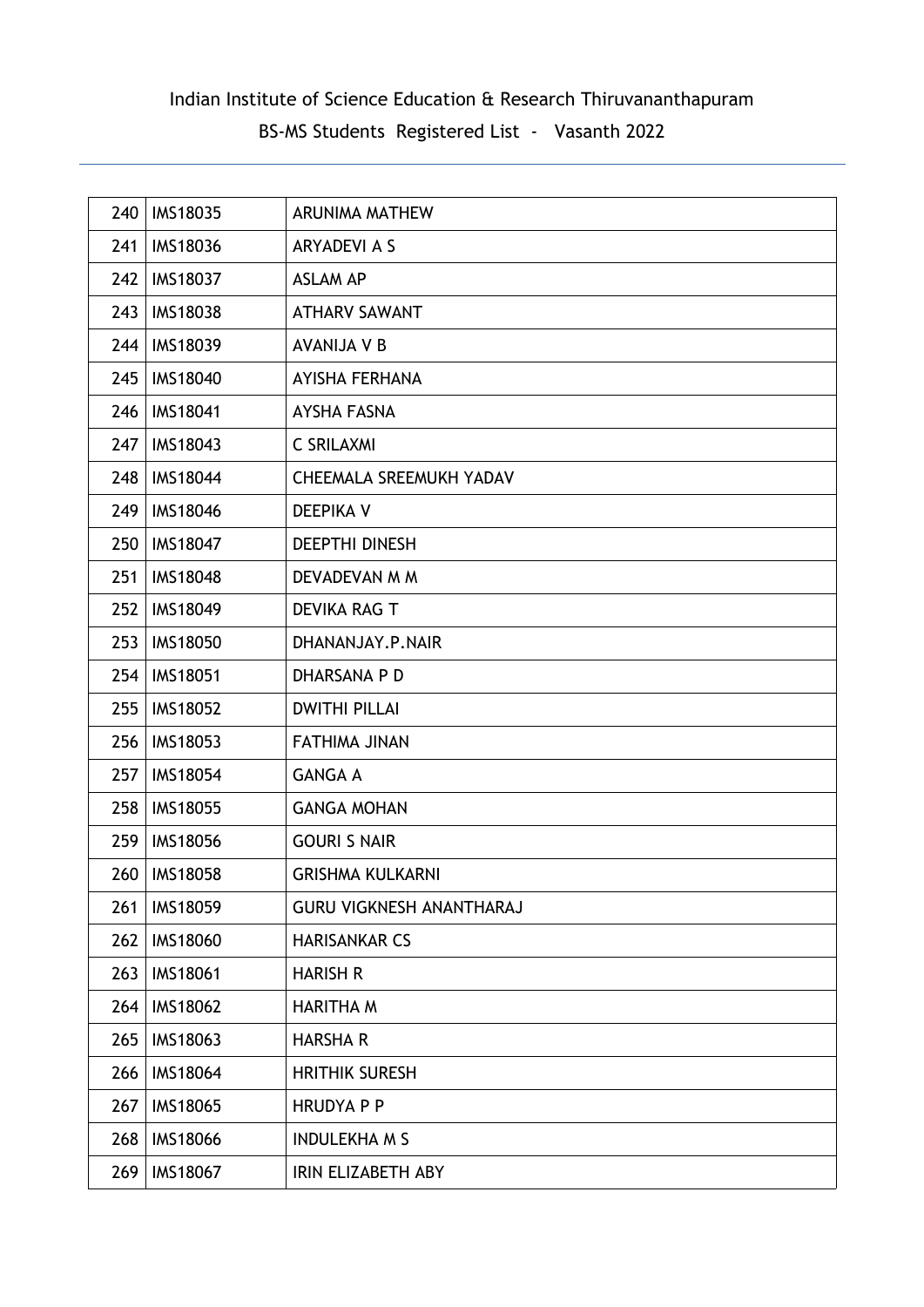| 240 | IMS18035 | ARUNIMA MATHEW |
|---|---|---|
| 241 | IMS18036 | ARYADEVI A S |
| 242 | IMS18037 | ASLAM AP |
| 243 | IMS18038 | ATHARV SAWANT |
| 244 | IMS18039 | AVANIJA V B |
| 245 | IMS18040 | AYISHA FERHANA |
| 246 | IMS18041 | AYSHA FASNA |
| 247 | IMS18043 | C SRILAXMI |
| 248 | IMS18044 | CHEEMALA SREEMUKH YADAV |
| 249 | IMS18046 | DEEPIKA V |
| 250 | IMS18047 | DEEPTHI DINESH |
| 251 | IMS18048 | DEVADEVAN M M |
| 252 | IMS18049 | DEVIKA RAG T |
| 253 | IMS18050 | DHANANJAY.P.NAIR |
| 254 | IMS18051 | DHARSANA P D |
| 255 | IMS18052 | DWITHI PILLAI |
| 256 | IMS18053 | FATHIMA JINAN |
| 257 | IMS18054 | GANGA A |
| 258 | IMS18055 | GANGA MOHAN |
| 259 | IMS18056 | GOURI S NAIR |
| 260 | IMS18058 | GRISHMA KULKARNI |
| 261 | IMS18059 | GURU VIGKNESH ANANTHARAJ |
| 262 | IMS18060 | HARISANKAR CS |
| 263 | IMS18061 | HARISH R |
| 264 | IMS18062 | HARITHA M |
| 265 | IMS18063 | HARSHA R |
| 266 | IMS18064 | HRITHIK SURESH |
| 267 | IMS18065 | HRUDYA P P |
| 268 | IMS18066 | INDULEKHA M S |
| 269 | IMS18067 | IRIN ELIZABETH ABY |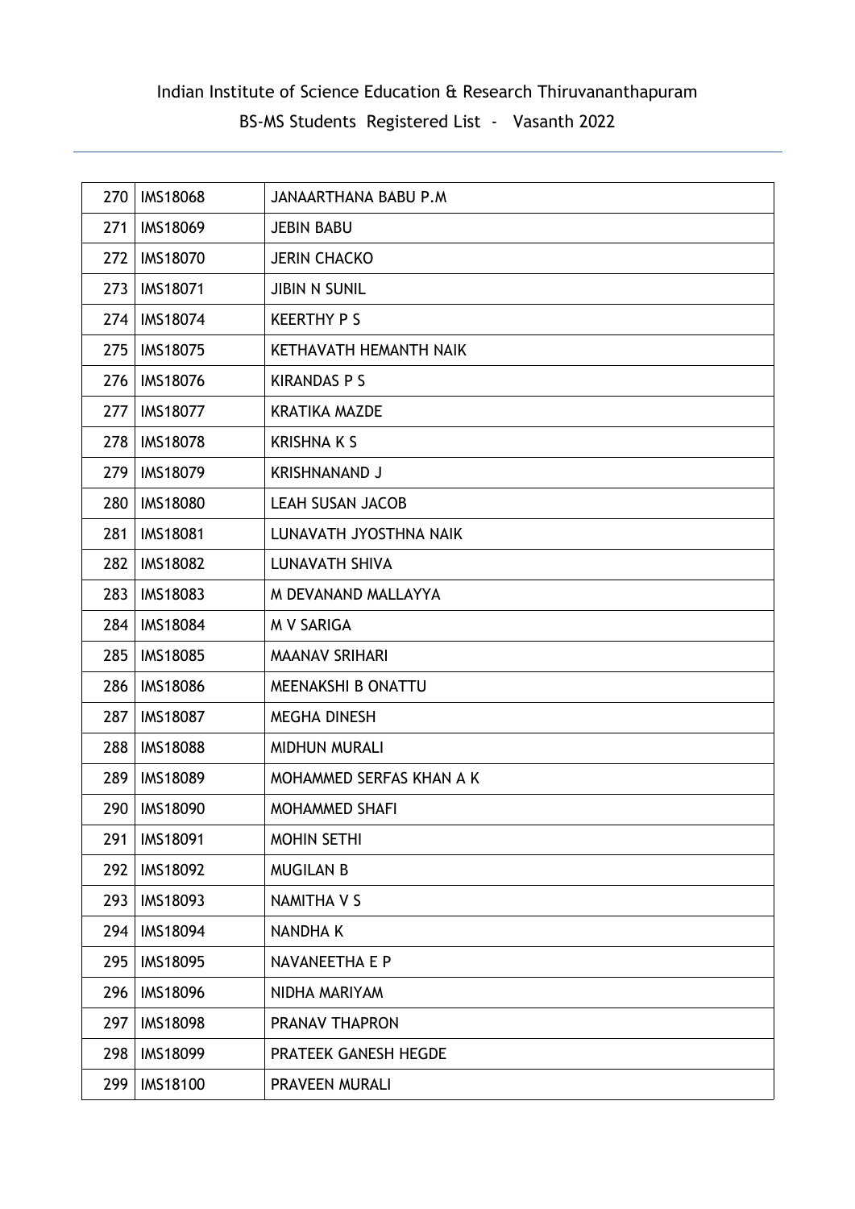Indian Institute of Science Education & Research Thiruvananthapuram

BS-MS Students Registered List - Vasanth 2022

| | | |
|---|---|---|
| 270 | IMS18068 | JANAARTHANA BABU P.M |
| 271 | IMS18069 | JEBIN BABU |
| 272 | IMS18070 | JERIN CHACKO |
| 273 | IMS18071 | JIBIN N SUNIL |
| 274 | IMS18074 | KEERTHY P S |
| 275 | IMS18075 | KETHAVATH HEMANTH NAIK |
| 276 | IMS18076 | KIRANDAS P S |
| 277 | IMS18077 | KRATIKA MAZDE |
| 278 | IMS18078 | KRISHNA K S |
| 279 | IMS18079 | KRISHNANAND J |
| 280 | IMS18080 | LEAH SUSAN JACOB |
| 281 | IMS18081 | LUNAVATH JYOSTHNA NAIK |
| 282 | IMS18082 | LUNAVATH SHIVA |
| 283 | IMS18083 | M DEVANAND MALLAYYA |
| 284 | IMS18084 | M V SARIGA |
| 285 | IMS18085 | MAANAV SRIHARI |
| 286 | IMS18086 | MEENAKSHI B ONATTU |
| 287 | IMS18087 | MEGHA DINESH |
| 288 | IMS18088 | MIDHUN MURALI |
| 289 | IMS18089 | MOHAMMED SERFAS KHAN A K |
| 290 | IMS18090 | MOHAMMED SHAFI |
| 291 | IMS18091 | MOHIN SETHI |
| 292 | IMS18092 | MUGILAN B |
| 293 | IMS18093 | NAMITHA V S |
| 294 | IMS18094 | NANDHA K |
| 295 | IMS18095 | NAVANEETHA E P |
| 296 | IMS18096 | NIDHA MARIYAM |
| 297 | IMS18098 | PRANAV THAPRON |
| 298 | IMS18099 | PRATEEK GANESH HEGDE |
| 299 | IMS18100 | PRAVEEN MURALI |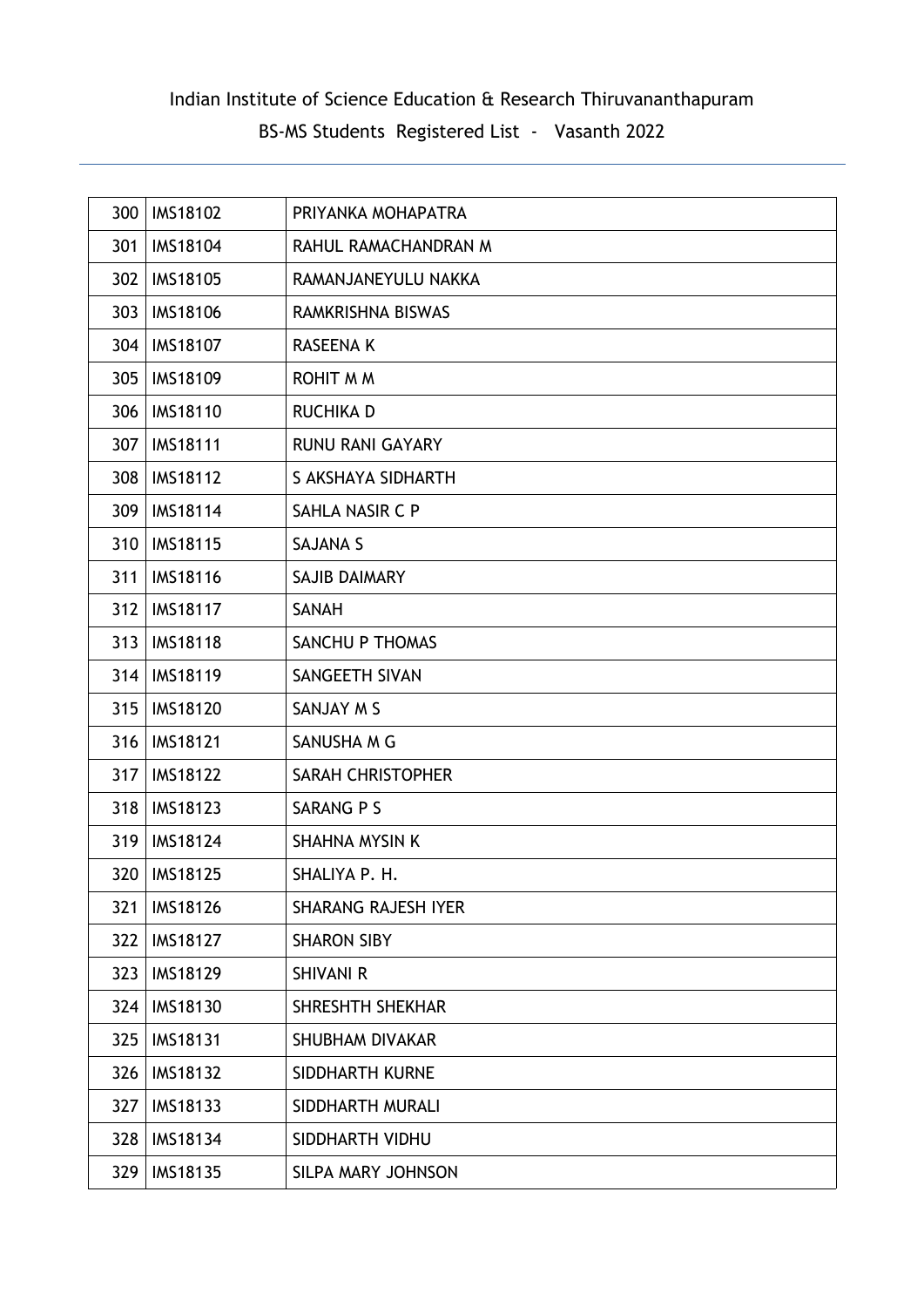Indian Institute of Science Education & Research Thiruvananthapuram

BS-MS Students Registered List - Vasanth 2022

| | | |
|---|---|---|
| 300 | IMS18102 | PRIYANKA MOHAPATRA |
| 301 | IMS18104 | RAHUL RAMACHANDRAN M |
| 302 | IMS18105 | RAMANJANEYULU NAKKA |
| 303 | IMS18106 | RAMKRISHNA BISWAS |
| 304 | IMS18107 | RASEENA K |
| 305 | IMS18109 | ROHIT M M |
| 306 | IMS18110 | RUCHIKA D |
| 307 | IMS18111 | RUNU RANI GAYARY |
| 308 | IMS18112 | S AKSHAYA SIDHARTH |
| 309 | IMS18114 | SAHLA NASIR C P |
| 310 | IMS18115 | SAJANA S |
| 311 | IMS18116 | SAJIB DAIMARY |
| 312 | IMS18117 | SANAH |
| 313 | IMS18118 | SANCHU P THOMAS |
| 314 | IMS18119 | SANGEETH SIVAN |
| 315 | IMS18120 | SANJAY M S |
| 316 | IMS18121 | SANUSHA M G |
| 317 | IMS18122 | SARAH CHRISTOPHER |
| 318 | IMS18123 | SARANG P S |
| 319 | IMS18124 | SHAHNA MYSIN K |
| 320 | IMS18125 | SHALIYA P. H. |
| 321 | IMS18126 | SHARANG RAJESH IYER |
| 322 | IMS18127 | SHARON SIBY |
| 323 | IMS18129 | SHIVANI R |
| 324 | IMS18130 | SHRESHTH SHEKHAR |
| 325 | IMS18131 | SHUBHAM DIVAKAR |
| 326 | IMS18132 | SIDDHARTH KURNE |
| 327 | IMS18133 | SIDDHARTH MURALI |
| 328 | IMS18134 | SIDDHARTH VIDHU |
| 329 | IMS18135 | SILPA MARY JOHNSON |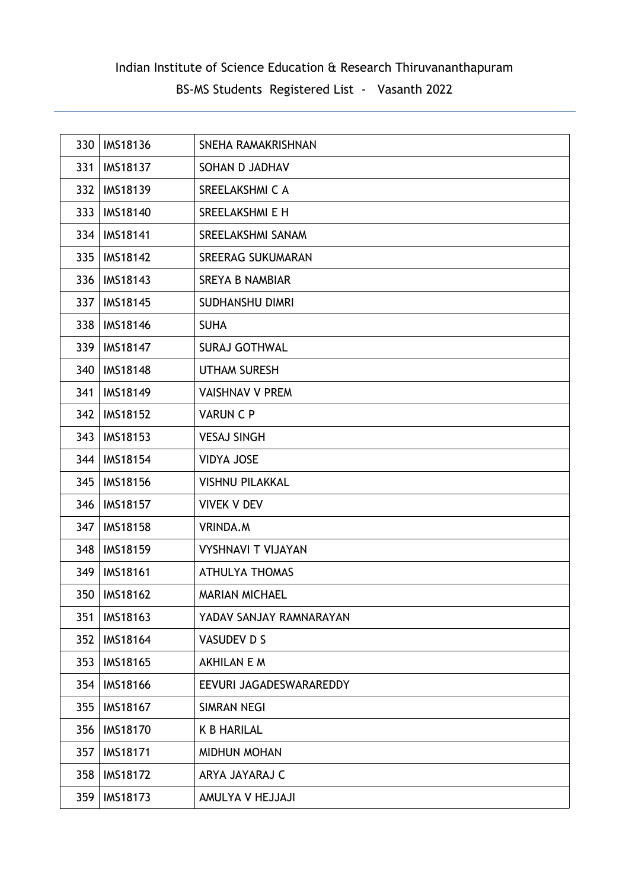| 330 | IMS18136 | SNEHA RAMAKRISHNAN |
|---|---|---|
| 331 | IMS18137 | SOHAN D JADHAV |
| 332 | IMS18139 | SREELAKSHMI C A |
| 333 | IMS18140 | SREELAKSHMI E H |
| 334 | IMS18141 | SREELAKSHMI SANAM |
| 335 | IMS18142 | SREERAG SUKUMARAN |
| 336 | IMS18143 | SREYA B NAMBIAR |
| 337 | IMS18145 | SUDHANSHU DIMRI |
| 338 | IMS18146 | SUHA |
| 339 | IMS18147 | SURAJ GOTHWAL |
| 340 | IMS18148 | UTHAM SURESH |
| 341 | IMS18149 | VAISHNAV V PREM |
| 342 | IMS18152 | VARUN C P |
| 343 | IMS18153 | VESAJ SINGH |
| 344 | IMS18154 | VIDYA JOSE |
| 345 | IMS18156 | VISHNU PILAKKAL |
| 346 | IMS18157 | VIVEK V DEV |
| 347 | IMS18158 | VRINDA.M |
| 348 | IMS18159 | VYSHNAVI T VIJAYAN |
| 349 | IMS18161 | ATHULYA THOMAS |
| 350 | IMS18162 | MARIAN MICHAEL |
| 351 | IMS18163 | YADAV SANJAY RAMNARAYAN |
| 352 | IMS18164 | VASUDEV D S |
| 353 | IMS18165 | AKHILAN E M |
| 354 | IMS18166 | EEVURI JAGADESWARAREDDY |
| 355 | IMS18167 | SIMRAN NEGI |
| 356 | IMS18170 | K B HARILAL |
| 357 | IMS18171 | MIDHUN MOHAN |
| 358 | IMS18172 | ARYA JAYARAJ C |
| 359 | IMS18173 | AMULYA V HEJJAJI |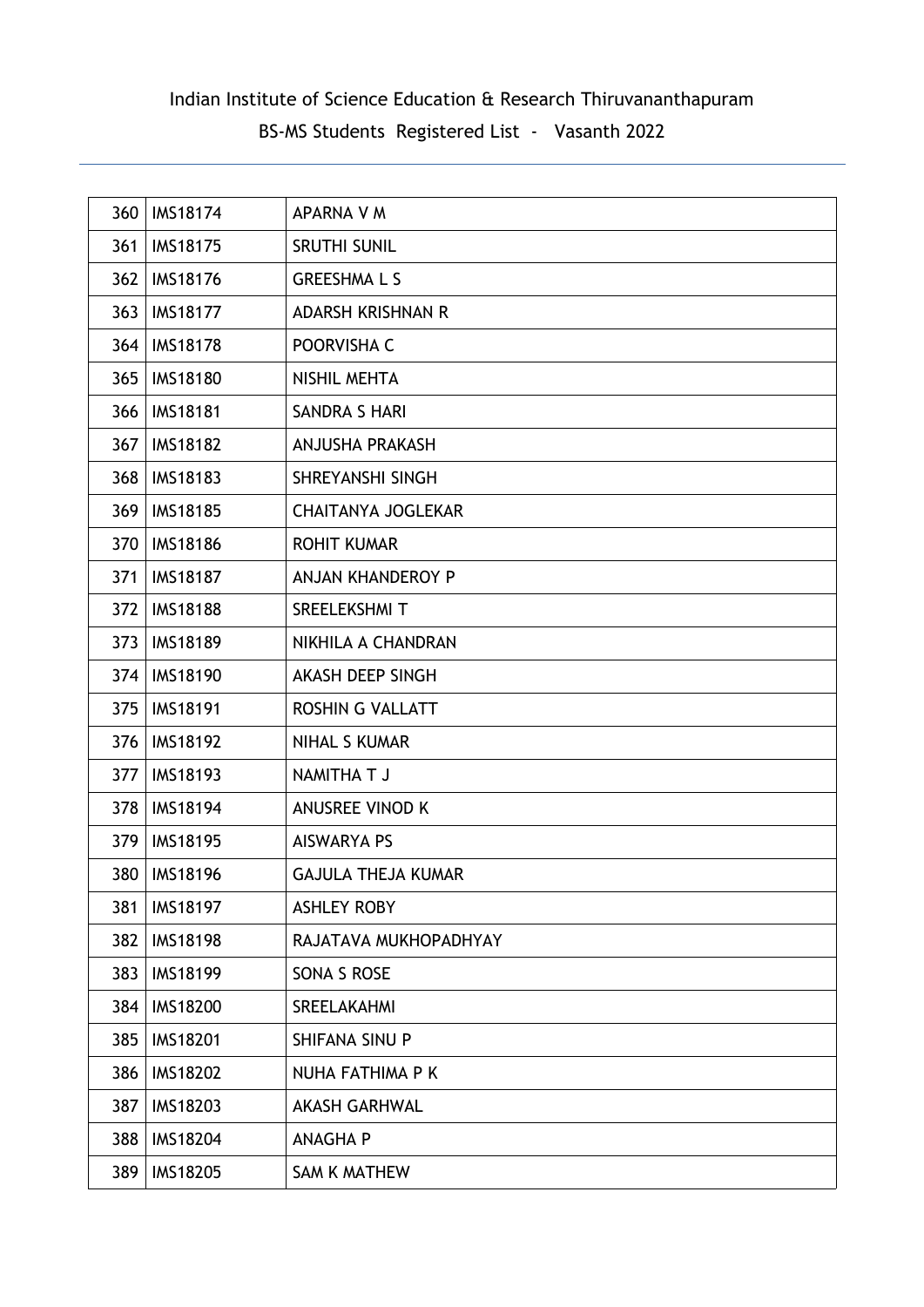Indian Institute of Science Education & Research Thiruvananthapuram

BS-MS Students Registered List - Vasanth 2022

| | | |
|---|---|---|
| 360 | IMS18174 | APARNA V M |
| 361 | IMS18175 | SRUTHI SUNIL |
| 362 | IMS18176 | GREESHMA L S |
| 363 | IMS18177 | ADARSH KRISHNAN R |
| 364 | IMS18178 | POORVISHA C |
| 365 | IMS18180 | NISHIL MEHTA |
| 366 | IMS18181 | SANDRA S HARI |
| 367 | IMS18182 | ANJUSHA PRAKASH |
| 368 | IMS18183 | SHREYANSHI SINGH |
| 369 | IMS18185 | CHAITANYA JOGLEKAR |
| 370 | IMS18186 | ROHIT KUMAR |
| 371 | IMS18187 | ANJAN KHANDEROY P |
| 372 | IMS18188 | SREELEKSHMI T |
| 373 | IMS18189 | NIKHILA A CHANDRAN |
| 374 | IMS18190 | AKASH DEEP SINGH |
| 375 | IMS18191 | ROSHIN G VALLATT |
| 376 | IMS18192 | NIHAL S KUMAR |
| 377 | IMS18193 | NAMITHA T J |
| 378 | IMS18194 | ANUSREE VINOD K |
| 379 | IMS18195 | AISWARYA PS |
| 380 | IMS18196 | GAJULA THEJA KUMAR |
| 381 | IMS18197 | ASHLEY ROBY |
| 382 | IMS18198 | RAJATAVA MUKHOPADHYAY |
| 383 | IMS18199 | SONA S ROSE |
| 384 | IMS18200 | SREELAKAHMI |
| 385 | IMS18201 | SHIFANA SINU P |
| 386 | IMS18202 | NUHA FATHIMA P K |
| 387 | IMS18203 | AKASH GARHWAL |
| 388 | IMS18204 | ANAGHA P |
| 389 | IMS18205 | SAM K MATHEW |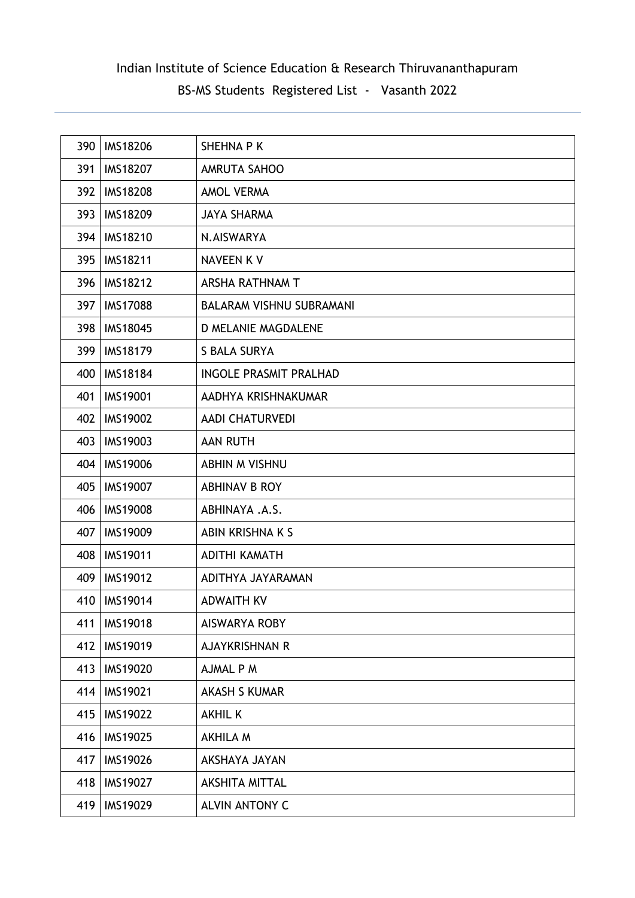Indian Institute of Science Education & Research Thiruvananthapuram

BS-MS Students Registered List - Vasanth 2022

| | | |
|---|---|---|
| 390 | IMS18206 | SHEHNA P K |
| 391 | IMS18207 | AMRUTA SAHOO |
| 392 | IMS18208 | AMOL VERMA |
| 393 | IMS18209 | JAYA SHARMA |
| 394 | IMS18210 | N.AISWARYA |
| 395 | IMS18211 | NAVEEN K V |
| 396 | IMS18212 | ARSHA RATHNAM T |
| 397 | IMS17088 | BALARAM VISHNU SUBRAMANI |
| 398 | IMS18045 | D MELANIE MAGDALENE |
| 399 | IMS18179 | S BALA SURYA |
| 400 | IMS18184 | INGOLE PRASMIT PRALHAD |
| 401 | IMS19001 | AADHYA KRISHNAKUMAR |
| 402 | IMS19002 | AADI CHATURVEDI |
| 403 | IMS19003 | AAN RUTH |
| 404 | IMS19006 | ABHIN M VISHNU |
| 405 | IMS19007 | ABHINAV B ROY |
| 406 | IMS19008 | ABHINAYA .A.S. |
| 407 | IMS19009 | ABIN KRISHNA K S |
| 408 | IMS19011 | ADITHI KAMATH |
| 409 | IMS19012 | ADITHYA JAYARAMAN |
| 410 | IMS19014 | ADWAITH KV |
| 411 | IMS19018 | AISWARYA ROBY |
| 412 | IMS19019 | AJAYKRISHNAN R |
| 413 | IMS19020 | AJMAL P M |
| 414 | IMS19021 | AKASH S KUMAR |
| 415 | IMS19022 | AKHIL K |
| 416 | IMS19025 | AKHILA M |
| 417 | IMS19026 | AKSHAYA JAYAN |
| 418 | IMS19027 | AKSHITA MITTAL |
| 419 | IMS19029 | ALVIN ANTONY C |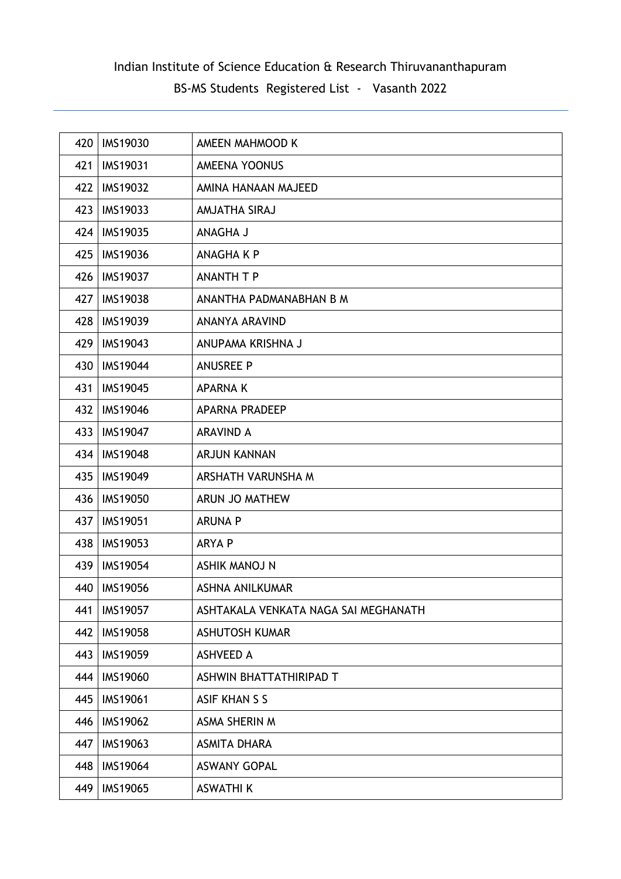Indian Institute of Science Education & Research Thiruvananthapuram

BS-MS Students Registered List - Vasanth 2022

| | | |
|---|---|---|
| 420 | IMS19030 | AMEEN MAHMOOD K |
| 421 | IMS19031 | AMEENA YOONUS |
| 422 | IMS19032 | AMINA HANAAN MAJEED |
| 423 | IMS19033 | AMJATHA SIRAJ |
| 424 | IMS19035 | ANAGHA J |
| 425 | IMS19036 | ANAGHA K P |
| 426 | IMS19037 | ANANTH T P |
| 427 | IMS19038 | ANANTHA PADMANABHAN B M |
| 428 | IMS19039 | ANANYA ARAVIND |
| 429 | IMS19043 | ANUPAMA KRISHNA J |
| 430 | IMS19044 | ANUSREE P |
| 431 | IMS19045 | APARNA K |
| 432 | IMS19046 | APARNA PRADEEP |
| 433 | IMS19047 | ARAVIND A |
| 434 | IMS19048 | ARJUN KANNAN |
| 435 | IMS19049 | ARSHATH VARUNSHA M |
| 436 | IMS19050 | ARUN JO MATHEW |
| 437 | IMS19051 | ARUNA P |
| 438 | IMS19053 | ARYA P |
| 439 | IMS19054 | ASHIK MANOJ N |
| 440 | IMS19056 | ASHNA ANILKUMAR |
| 441 | IMS19057 | ASHTAKALA VENKATA NAGA SAI MEGHANATH |
| 442 | IMS19058 | ASHUTOSH KUMAR |
| 443 | IMS19059 | ASHVEED A |
| 444 | IMS19060 | ASHWIN BHATTATHIRIPAD T |
| 445 | IMS19061 | ASIF KHAN S S |
| 446 | IMS19062 | ASMA SHERIN M |
| 447 | IMS19063 | ASMITA DHARA |
| 448 | IMS19064 | ASWANY GOPAL |
| 449 | IMS19065 | ASWATHI K |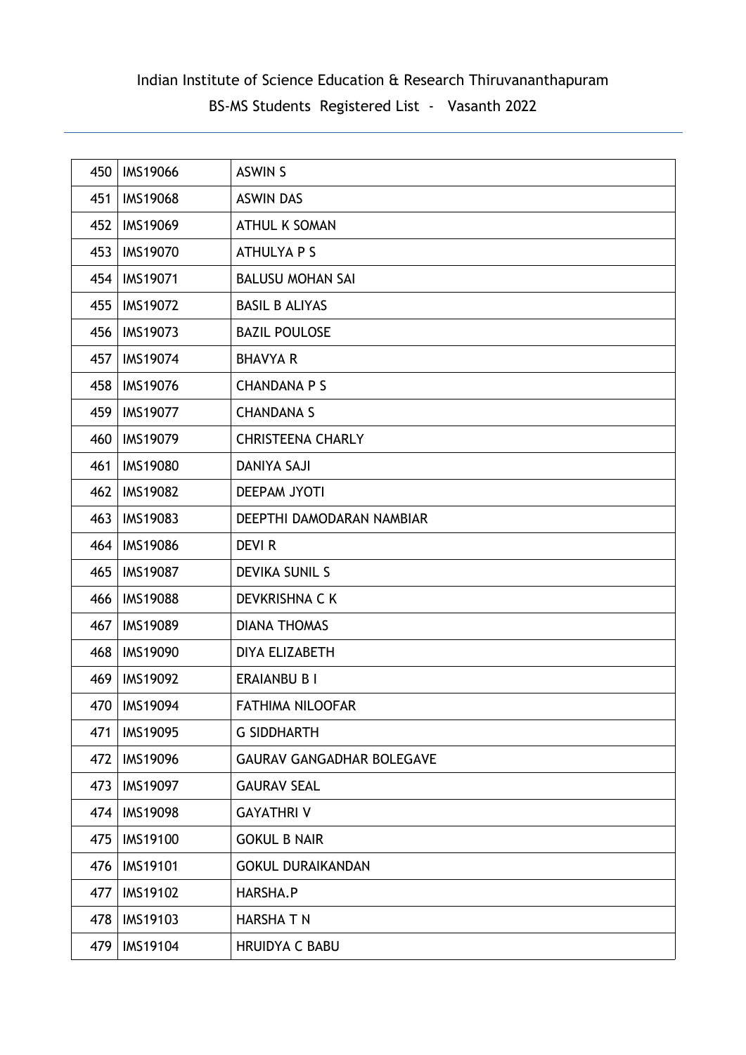Indian Institute of Science Education & Research Thiruvananthapuram

BS-MS Students Registered List - Vasanth 2022

| | | |
|---|---|---|
| 450 | IMS19066 | ASWIN S |
| 451 | IMS19068 | ASWIN DAS |
| 452 | IMS19069 | ATHUL K SOMAN |
| 453 | IMS19070 | ATHULYA P S |
| 454 | IMS19071 | BALUSU MOHAN SAI |
| 455 | IMS19072 | BASIL B ALIYAS |
| 456 | IMS19073 | BAZIL POULOSE |
| 457 | IMS19074 | BHAVYA R |
| 458 | IMS19076 | CHANDANA P S |
| 459 | IMS19077 | CHANDANA S |
| 460 | IMS19079 | CHRISTEENA CHARLY |
| 461 | IMS19080 | DANIYA SAJI |
| 462 | IMS19082 | DEEPAM JYOTI |
| 463 | IMS19083 | DEEPTHI DAMODARAN NAMBIAR |
| 464 | IMS19086 | DEVI R |
| 465 | IMS19087 | DEVIKA SUNIL S |
| 466 | IMS19088 | DEVKRISHNA C K |
| 467 | IMS19089 | DIANA THOMAS |
| 468 | IMS19090 | DIYA ELIZABETH |
| 469 | IMS19092 | ERAIANBU B I |
| 470 | IMS19094 | FATHIMA NILOOFAR |
| 471 | IMS19095 | G SIDDHARTH |
| 472 | IMS19096 | GAURAV GANGADHAR BOLEGAVE |
| 473 | IMS19097 | GAURAV SEAL |
| 474 | IMS19098 | GAYATHRI V |
| 475 | IMS19100 | GOKUL B NAIR |
| 476 | IMS19101 | GOKUL DURAIKANDAN |
| 477 | IMS19102 | HARSHA.P |
| 478 | IMS19103 | HARSHA T N |
| 479 | IMS19104 | HRUIDYA C BABU |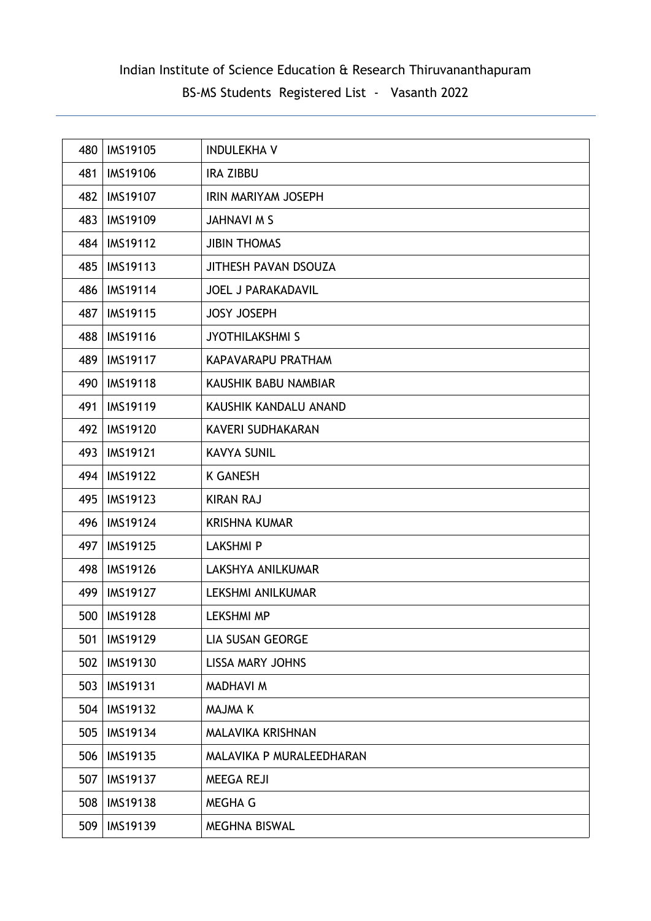Indian Institute of Science Education & Research Thiruvananthapuram

BS-MS Students Registered List - Vasanth 2022

| | | |
|---|---|---|
| 480 | IMS19105 | INDULEKHA V |
| 481 | IMS19106 | IRA ZIBBU |
| 482 | IMS19107 | IRIN MARIYAM JOSEPH |
| 483 | IMS19109 | JAHNAVI M S |
| 484 | IMS19112 | JIBIN THOMAS |
| 485 | IMS19113 | JITHESH PAVAN DSOUZA |
| 486 | IMS19114 | JOEL J PARAKADAVIL |
| 487 | IMS19115 | JOSY JOSEPH |
| 488 | IMS19116 | JYOTHILAKSHMI S |
| 489 | IMS19117 | KAPAVARAPU PRATHAM |
| 490 | IMS19118 | KAUSHIK BABU NAMBIAR |
| 491 | IMS19119 | KAUSHIK KANDALU ANAND |
| 492 | IMS19120 | KAVERI SUDHAKARAN |
| 493 | IMS19121 | KAVYA SUNIL |
| 494 | IMS19122 | K GANESH |
| 495 | IMS19123 | KIRAN RAJ |
| 496 | IMS19124 | KRISHNA KUMAR |
| 497 | IMS19125 | LAKSHMI P |
| 498 | IMS19126 | LAKSHYA ANILKUMAR |
| 499 | IMS19127 | LEKSHMI ANILKUMAR |
| 500 | IMS19128 | LEKSHMI MP |
| 501 | IMS19129 | LIA SUSAN GEORGE |
| 502 | IMS19130 | LISSA MARY JOHNS |
| 503 | IMS19131 | MADHAVI M |
| 504 | IMS19132 | MAJMA K |
| 505 | IMS19134 | MALAVIKA KRISHNAN |
| 506 | IMS19135 | MALAVIKA P MURALEEDHARAN |
| 507 | IMS19137 | MEEGA REJI |
| 508 | IMS19138 | MEGHA G |
| 509 | IMS19139 | MEGHNA BISWAL |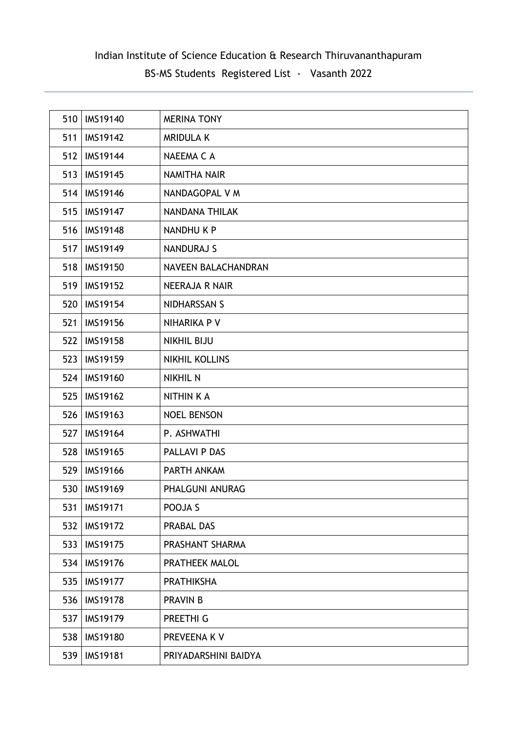Indian Institute of Science Education & Research Thiruvananthapuram

BS-MS Students Registered List - Vasanth 2022

| | | |
|---|---|---|
| 510 | IMS19140 | MERINA TONY |
| 511 | IMS19142 | MRIDULA K |
| 512 | IMS19144 | NAEEMA C A |
| 513 | IMS19145 | NAMITHA NAIR |
| 514 | IMS19146 | NANDAGOPAL V M |
| 515 | IMS19147 | NANDANA THILAK |
| 516 | IMS19148 | NANDHU K P |
| 517 | IMS19149 | NANDURAJ S |
| 518 | IMS19150 | NAVEEN BALACHANDRAN |
| 519 | IMS19152 | NEERAJA R NAIR |
| 520 | IMS19154 | NIDHARSSAN S |
| 521 | IMS19156 | NIHARIKA P V |
| 522 | IMS19158 | NIKHIL BIJU |
| 523 | IMS19159 | NIKHIL KOLLINS |
| 524 | IMS19160 | NIKHIL N |
| 525 | IMS19162 | NITHIN K A |
| 526 | IMS19163 | NOEL BENSON |
| 527 | IMS19164 | P. ASHWATHI |
| 528 | IMS19165 | PALLAVI P DAS |
| 529 | IMS19166 | PARTH ANKAM |
| 530 | IMS19169 | PHALGUNI ANURAG |
| 531 | IMS19171 | POOJA S |
| 532 | IMS19172 | PRABAL DAS |
| 533 | IMS19175 | PRASHANT SHARMA |
| 534 | IMS19176 | PRATHEEK MALOL |
| 535 | IMS19177 | PRATHIKSHA |
| 536 | IMS19178 | PRAVIN B |
| 537 | IMS19179 | PREETHI G |
| 538 | IMS19180 | PREVEENA K V |
| 539 | IMS19181 | PRIYADARSHINI BAIDYA |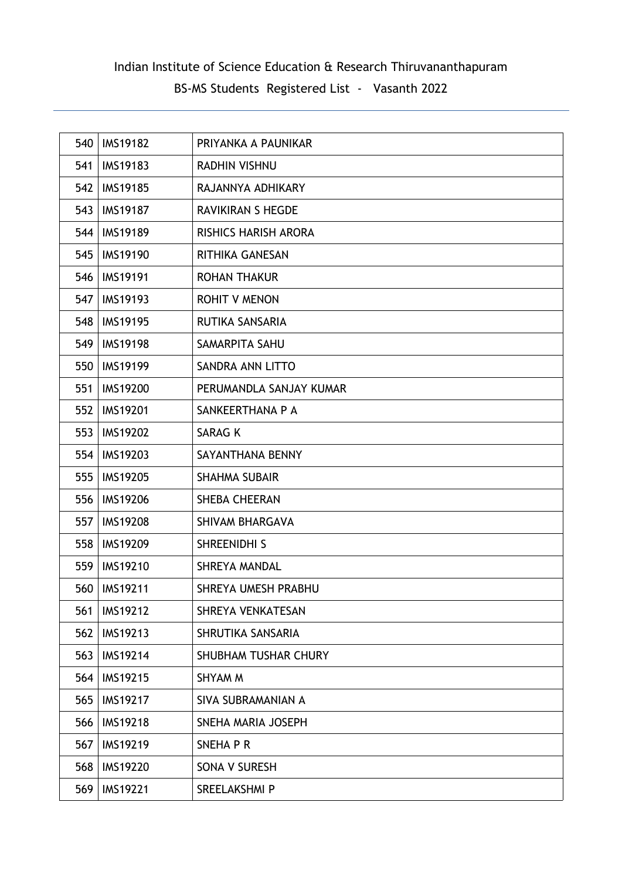Indian Institute of Science Education & Research Thiruvananthapuram

BS-MS Students Registered List - Vasanth 2022

| | | |
|---|---|---|
| 540 | IMS19182 | PRIYANKA A PAUNIKAR |
| 541 | IMS19183 | RADHIN VISHNU |
| 542 | IMS19185 | RAJANNYA ADHIKARY |
| 543 | IMS19187 | RAVIKIRAN S HEGDE |
| 544 | IMS19189 | RISHICS HARISH ARORA |
| 545 | IMS19190 | RITHIKA GANESAN |
| 546 | IMS19191 | ROHAN THAKUR |
| 547 | IMS19193 | ROHIT V MENON |
| 548 | IMS19195 | RUTIKA SANSARIA |
| 549 | IMS19198 | SAMARPITA SAHU |
| 550 | IMS19199 | SANDRA ANN LITTO |
| 551 | IMS19200 | PERUMANDLA SANJAY KUMAR |
| 552 | IMS19201 | SANKEERTHANA P A |
| 553 | IMS19202 | SARAG K |
| 554 | IMS19203 | SAYANTHANA BENNY |
| 555 | IMS19205 | SHAHMA SUBAIR |
| 556 | IMS19206 | SHEBA CHEERAN |
| 557 | IMS19208 | SHIVAM BHARGAVA |
| 558 | IMS19209 | SHREENIDHI S |
| 559 | IMS19210 | SHREYA MANDAL |
| 560 | IMS19211 | SHREYA UMESH PRABHU |
| 561 | IMS19212 | SHREYA VENKATESAN |
| 562 | IMS19213 | SHRUTIKA SANSARIA |
| 563 | IMS19214 | SHUBHAM TUSHAR CHURY |
| 564 | IMS19215 | SHYAM M |
| 565 | IMS19217 | SIVA SUBRAMANIAN A |
| 566 | IMS19218 | SNEHA MARIA JOSEPH |
| 567 | IMS19219 | SNEHA P R |
| 568 | IMS19220 | SONA V SURESH |
| 569 | IMS19221 | SREELAKSHMI P |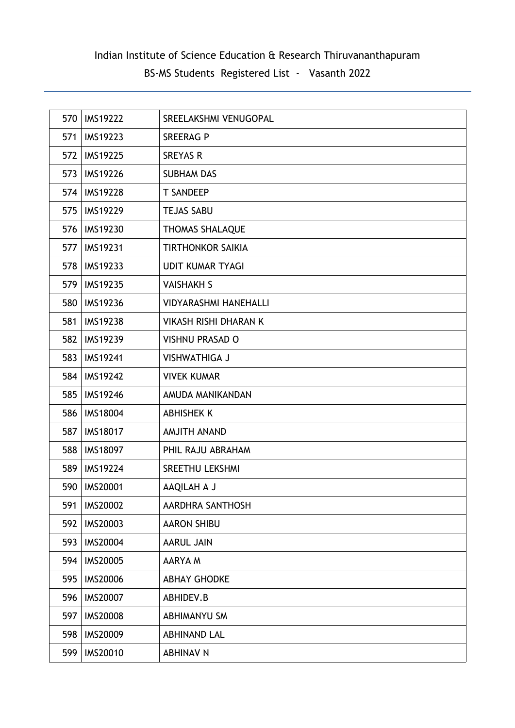Indian Institute of Science Education & Research Thiruvananthapuram

BS-MS Students Registered List - Vasanth 2022

| | | |
|---|---|---|
| 570 | IMS19222 | SREELAKSHMI VENUGOPAL |
| 571 | IMS19223 | SREERAG P |
| 572 | IMS19225 | SREYAS R |
| 573 | IMS19226 | SUBHAM DAS |
| 574 | IMS19228 | T SANDEEP |
| 575 | IMS19229 | TEJAS SABU |
| 576 | IMS19230 | THOMAS SHALAQUE |
| 577 | IMS19231 | TIRTHONKOR SAIKIA |
| 578 | IMS19233 | UDIT KUMAR TYAGI |
| 579 | IMS19235 | VAISHAKH S |
| 580 | IMS19236 | VIDYARASHMI HANEHALLI |
| 581 | IMS19238 | VIKASH RISHI DHARAN K |
| 582 | IMS19239 | VISHNU PRASAD O |
| 583 | IMS19241 | VISHWATHIGA J |
| 584 | IMS19242 | VIVEK KUMAR |
| 585 | IMS19246 | AMUDA MANIKANDAN |
| 586 | IMS18004 | ABHISHEK K |
| 587 | IMS18017 | AMJITH ANAND |
| 588 | IMS18097 | PHIL RAJU ABRAHAM |
| 589 | IMS19224 | SREETHU LEKSHMI |
| 590 | IMS20001 | AAQILAH A J |
| 591 | IMS20002 | AARDHRA SANTHOSH |
| 592 | IMS20003 | AARON SHIBU |
| 593 | IMS20004 | AARUL JAIN |
| 594 | IMS20005 | AARYA M |
| 595 | IMS20006 | ABHAY GHODKE |
| 596 | IMS20007 | ABHIDEV.B |
| 597 | IMS20008 | ABHIMANYU SM |
| 598 | IMS20009 | ABHINAND LAL |
| 599 | IMS20010 | ABHINAV N |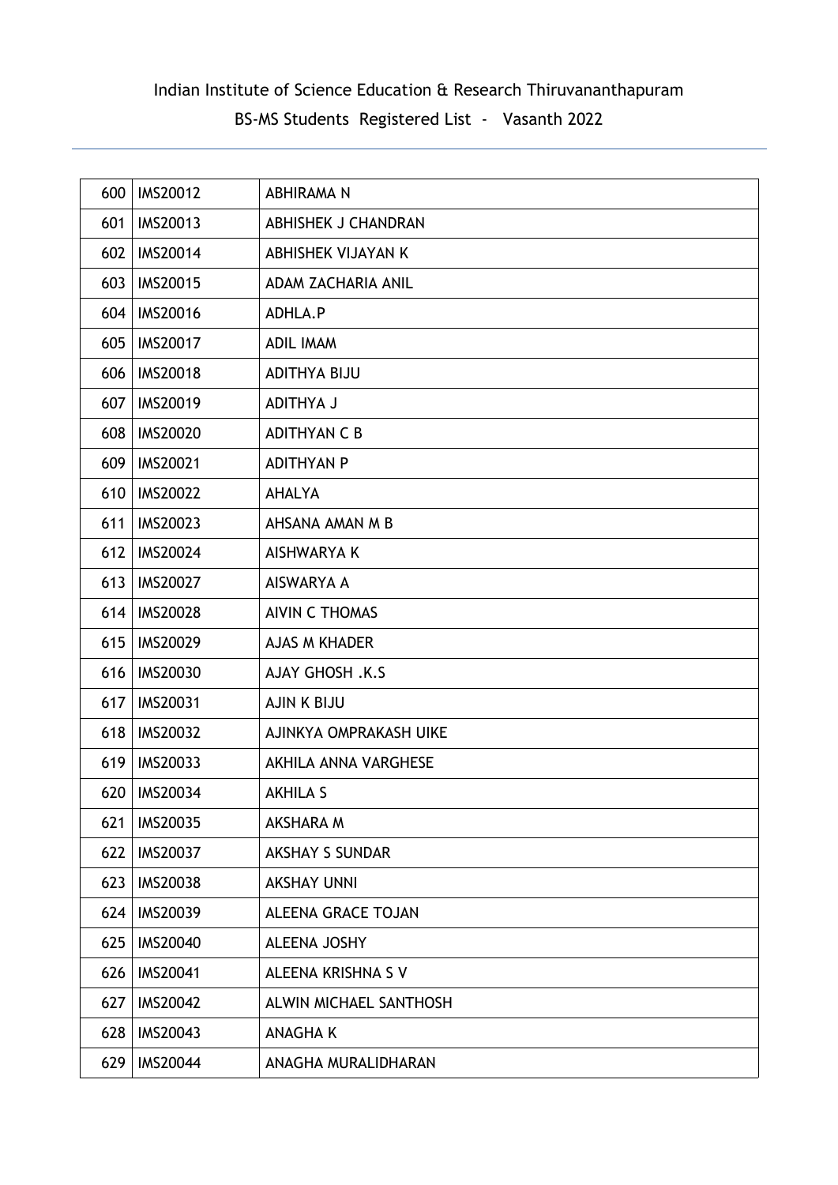Indian Institute of Science Education & Research Thiruvananthapuram

BS-MS Students Registered List - Vasanth 2022

| | | |
|---|---|---|
| 600 | IMS20012 | ABHIRAMA N |
| 601 | IMS20013 | ABHISHEK J CHANDRAN |
| 602 | IMS20014 | ABHISHEK VIJAYAN K |
| 603 | IMS20015 | ADAM ZACHARIA ANIL |
| 604 | IMS20016 | ADHLA.P |
| 605 | IMS20017 | ADIL IMAM |
| 606 | IMS20018 | ADITHYA BIJU |
| 607 | IMS20019 | ADITHYA J |
| 608 | IMS20020 | ADITHYAN C B |
| 609 | IMS20021 | ADITHYAN P |
| 610 | IMS20022 | AHALYA |
| 611 | IMS20023 | AHSANA AMAN M B |
| 612 | IMS20024 | AISHWARYA K |
| 613 | IMS20027 | AISWARYA A |
| 614 | IMS20028 | AIVIN C THOMAS |
| 615 | IMS20029 | AJAS M KHADER |
| 616 | IMS20030 | AJAY GHOSH .K.S |
| 617 | IMS20031 | AJIN K BIJU |
| 618 | IMS20032 | AJINKYA OMPRAKASH UIKE |
| 619 | IMS20033 | AKHILA ANNA VARGHESE |
| 620 | IMS20034 | AKHILA S |
| 621 | IMS20035 | AKSHARA M |
| 622 | IMS20037 | AKSHAY S SUNDAR |
| 623 | IMS20038 | AKSHAY UNNI |
| 624 | IMS20039 | ALEENA GRACE TOJAN |
| 625 | IMS20040 | ALEENA JOSHY |
| 626 | IMS20041 | ALEENA KRISHNA S V |
| 627 | IMS20042 | ALWIN MICHAEL SANTHOSH |
| 628 | IMS20043 | ANAGHA K |
| 629 | IMS20044 | ANAGHA MURALIDHARAN |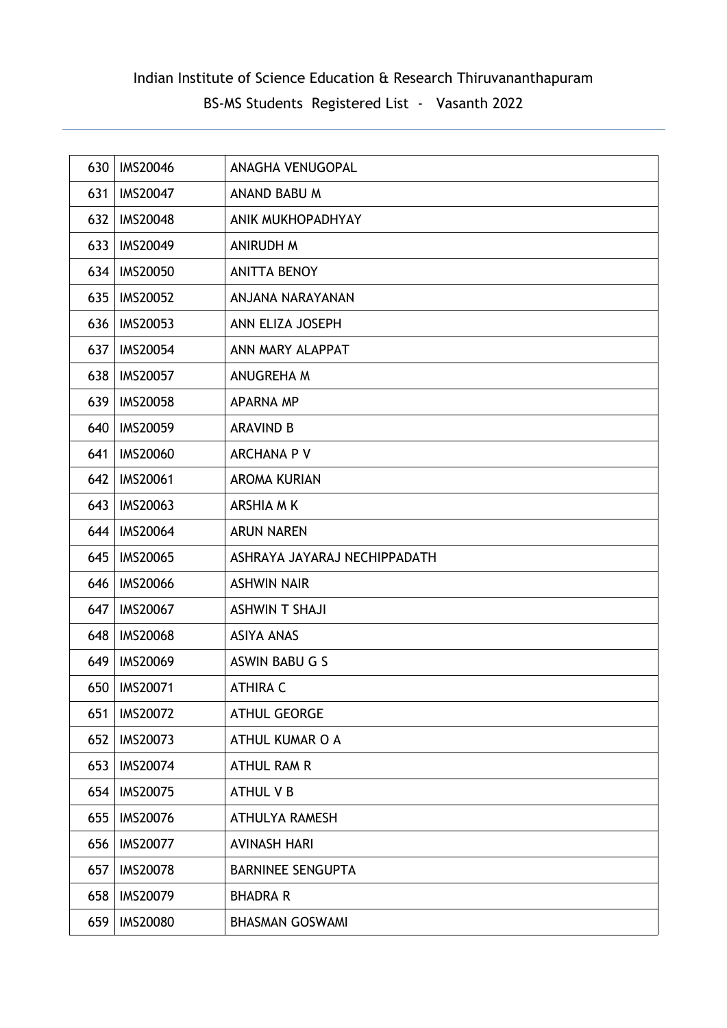Indian Institute of Science Education & Research Thiruvananthapuram

BS-MS Students Registered List - Vasanth 2022

| | | |
|---|---|---|
| 630 | IMS20046 | ANAGHA VENUGOPAL |
| 631 | IMS20047 | ANAND BABU M |
| 632 | IMS20048 | ANIK MUKHOPADHYAY |
| 633 | IMS20049 | ANIRUDH M |
| 634 | IMS20050 | ANITTA BENOY |
| 635 | IMS20052 | ANJANA NARAYANAN |
| 636 | IMS20053 | ANN ELIZA JOSEPH |
| 637 | IMS20054 | ANN MARY ALAPPAT |
| 638 | IMS20057 | ANUGREHA M |
| 639 | IMS20058 | APARNA MP |
| 640 | IMS20059 | ARAVIND B |
| 641 | IMS20060 | ARCHANA P V |
| 642 | IMS20061 | AROMA KURIAN |
| 643 | IMS20063 | ARSHIA M K |
| 644 | IMS20064 | ARUN NAREN |
| 645 | IMS20065 | ASHRAYA JAYARAJ NECHIPPADATH |
| 646 | IMS20066 | ASHWIN NAIR |
| 647 | IMS20067 | ASHWIN T SHAJI |
| 648 | IMS20068 | ASIYA ANAS |
| 649 | IMS20069 | ASWIN BABU G S |
| 650 | IMS20071 | ATHIRA C |
| 651 | IMS20072 | ATHUL GEORGE |
| 652 | IMS20073 | ATHUL KUMAR O A |
| 653 | IMS20074 | ATHUL RAM R |
| 654 | IMS20075 | ATHUL V B |
| 655 | IMS20076 | ATHULYA RAMESH |
| 656 | IMS20077 | AVINASH HARI |
| 657 | IMS20078 | BARNINEE SENGUPTA |
| 658 | IMS20079 | BHADRA R |
| 659 | IMS20080 | BHASMAN GOSWAMI |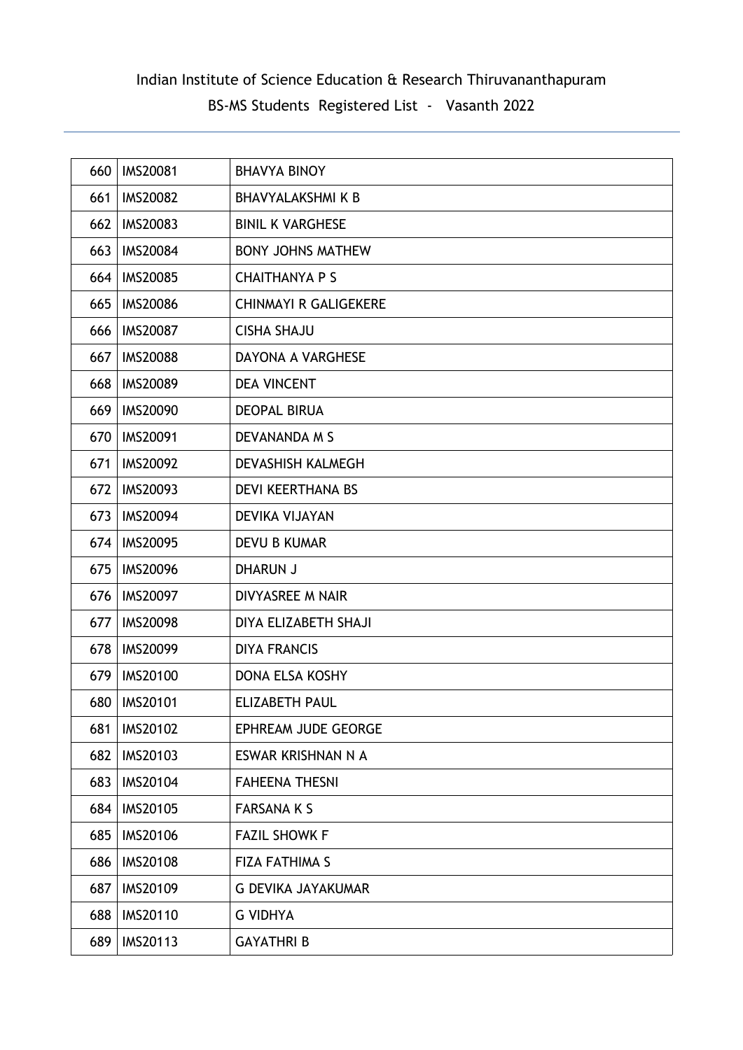Indian Institute of Science Education & Research Thiruvananthapuram

BS-MS Students Registered List - Vasanth 2022

| | | |
|---|---|---|
| 660 | IMS20081 | BHAVYA BINOY |
| 661 | IMS20082 | BHAVYALAKSHMI K B |
| 662 | IMS20083 | BINIL K VARGHESE |
| 663 | IMS20084 | BONY JOHNS MATHEW |
| 664 | IMS20085 | CHAITHANYA P S |
| 665 | IMS20086 | CHINMAYI R GALIGEKERE |
| 666 | IMS20087 | CISHA SHAJU |
| 667 | IMS20088 | DAYONA A VARGHESE |
| 668 | IMS20089 | DEA VINCENT |
| 669 | IMS20090 | DEOPAL BIRUA |
| 670 | IMS20091 | DEVANANDA M S |
| 671 | IMS20092 | DEVASHISH KALMEGH |
| 672 | IMS20093 | DEVI KEERTHANA BS |
| 673 | IMS20094 | DEVIKA VIJAYAN |
| 674 | IMS20095 | DEVU B KUMAR |
| 675 | IMS20096 | DHARUN J |
| 676 | IMS20097 | DIVYASREE M NAIR |
| 677 | IMS20098 | DIYA ELIZABETH SHAJI |
| 678 | IMS20099 | DIYA FRANCIS |
| 679 | IMS20100 | DONA ELSA KOSHY |
| 680 | IMS20101 | ELIZABETH PAUL |
| 681 | IMS20102 | EPHREAM JUDE GEORGE |
| 682 | IMS20103 | ESWAR KRISHNAN N A |
| 683 | IMS20104 | FAHEENA THESNI |
| 684 | IMS20105 | FARSANA K S |
| 685 | IMS20106 | FAZIL SHOWK F |
| 686 | IMS20108 | FIZA FATHIMA S |
| 687 | IMS20109 | G DEVIKA JAYAKUMAR |
| 688 | IMS20110 | G VIDHYA |
| 689 | IMS20113 | GAYATHRI B |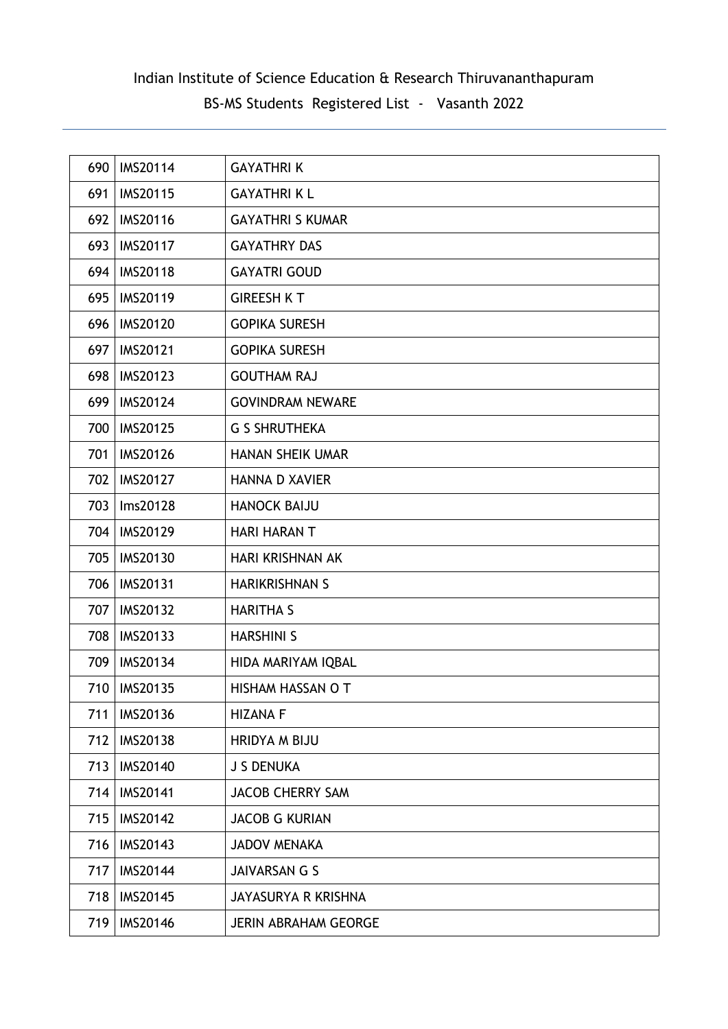Indian Institute of Science Education & Research Thiruvananthapuram

BS-MS Students Registered List - Vasanth 2022

| | | |
|---|---|---|
| 690 | IMS20114 | GAYATHRI K |
| 691 | IMS20115 | GAYATHRI K L |
| 692 | IMS20116 | GAYATHRI S KUMAR |
| 693 | IMS20117 | GAYATHRY DAS |
| 694 | IMS20118 | GAYATRI GOUD |
| 695 | IMS20119 | GIREESH K T |
| 696 | IMS20120 | GOPIKA SURESH |
| 697 | IMS20121 | GOPIKA SURESH |
| 698 | IMS20123 | GOUTHAM RAJ |
| 699 | IMS20124 | GOVINDRAM NEWARE |
| 700 | IMS20125 | G S SHRUTHEKA |
| 701 | IMS20126 | HANAN SHEIK UMAR |
| 702 | IMS20127 | HANNA D XAVIER |
| 703 | Ims20128 | HANOCK BAIJU |
| 704 | IMS20129 | HARI HARAN T |
| 705 | IMS20130 | HARI KRISHNAN AK |
| 706 | IMS20131 | HARIKRISHNAN S |
| 707 | IMS20132 | HARITHA S |
| 708 | IMS20133 | HARSHINI S |
| 709 | IMS20134 | HIDA MARIYAM IQBAL |
| 710 | IMS20135 | HISHAM HASSAN O T |
| 711 | IMS20136 | HIZANA F |
| 712 | IMS20138 | HRIDYA M BIJU |
| 713 | IMS20140 | J S DENUKA |
| 714 | IMS20141 | JACOB CHERRY SAM |
| 715 | IMS20142 | JACOB G KURIAN |
| 716 | IMS20143 | JADOV MENAKA |
| 717 | IMS20144 | JAIVARSAN G S |
| 718 | IMS20145 | JAYASURYA R KRISHNA |
| 719 | IMS20146 | JERIN ABRAHAM GEORGE |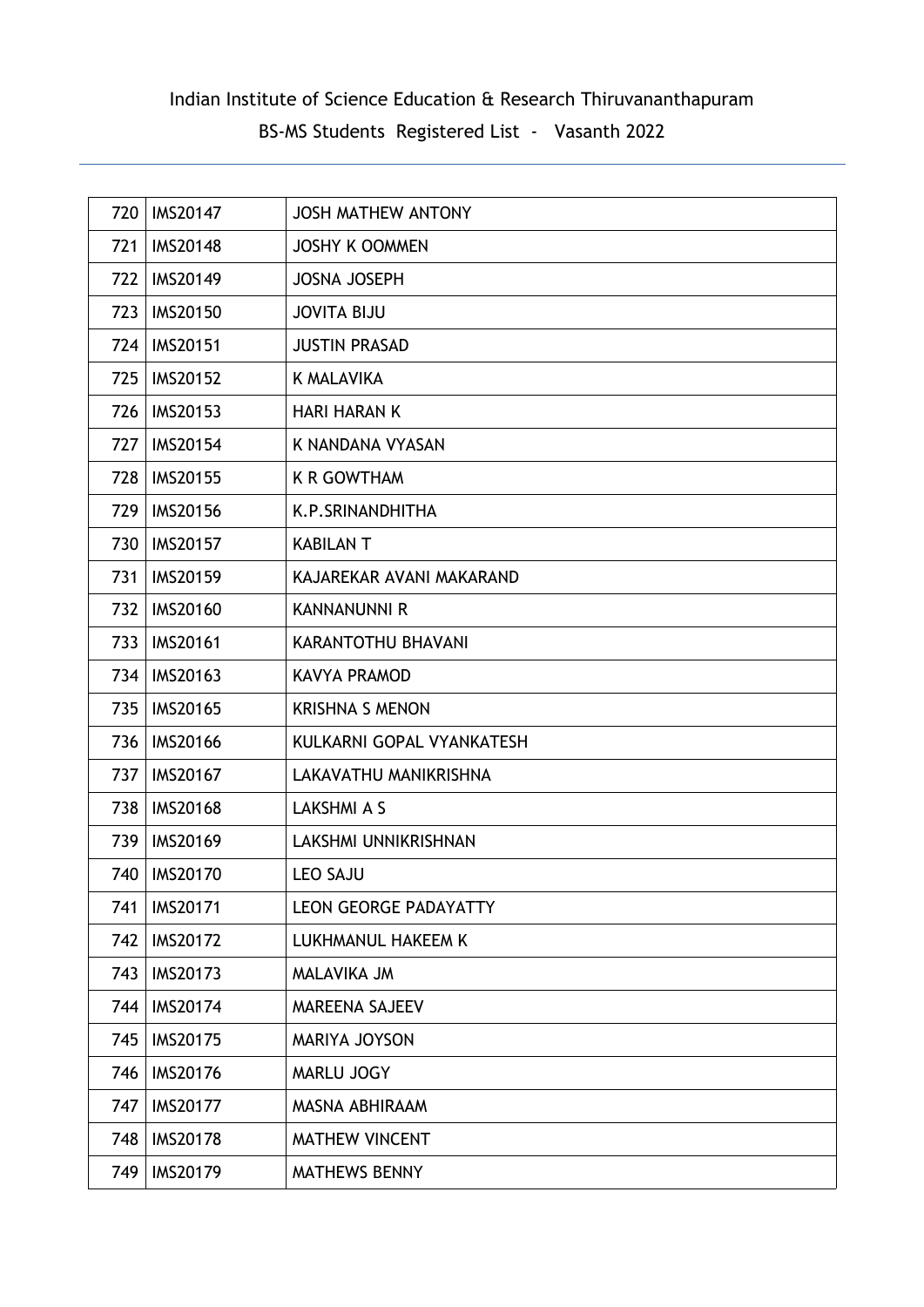Indian Institute of Science Education & Research Thiruvananthapuram

BS-MS Students Registered List - Vasanth 2022

| | | |
|---|---|---|
| 720 | IMS20147 | JOSH MATHEW ANTONY |
| 721 | IMS20148 | JOSHY K OOMMEN |
| 722 | IMS20149 | JOSNA JOSEPH |
| 723 | IMS20150 | JOVITA BIJU |
| 724 | IMS20151 | JUSTIN PRASAD |
| 725 | IMS20152 | K MALAVIKA |
| 726 | IMS20153 | HARI HARAN K |
| 727 | IMS20154 | K NANDANA VYASAN |
| 728 | IMS20155 | K R GOWTHAM |
| 729 | IMS20156 | K.P.SRINANDHITHA |
| 730 | IMS20157 | KABILAN T |
| 731 | IMS20159 | KAJAREKAR AVANI MAKARAND |
| 732 | IMS20160 | KANNANUNNI R |
| 733 | IMS20161 | KARANTOTHU BHAVANI |
| 734 | IMS20163 | KAVYA PRAMOD |
| 735 | IMS20165 | KRISHNA S MENON |
| 736 | IMS20166 | KULKARNI GOPAL VYANKATESH |
| 737 | IMS20167 | LAKAVATHU MANIKRISHNA |
| 738 | IMS20168 | LAKSHMI A S |
| 739 | IMS20169 | LAKSHMI UNNIKRISHNAN |
| 740 | IMS20170 | LEO SAJU |
| 741 | IMS20171 | LEON GEORGE PADAYATTY |
| 742 | IMS20172 | LUKHMANUL HAKEEM K |
| 743 | IMS20173 | MALAVIKA JM |
| 744 | IMS20174 | MAREENA SAJEEV |
| 745 | IMS20175 | MARIYA JOYSON |
| 746 | IMS20176 | MARLU JOGY |
| 747 | IMS20177 | MASNA ABHIRAAM |
| 748 | IMS20178 | MATHEW VINCENT |
| 749 | IMS20179 | MATHEWS BENNY |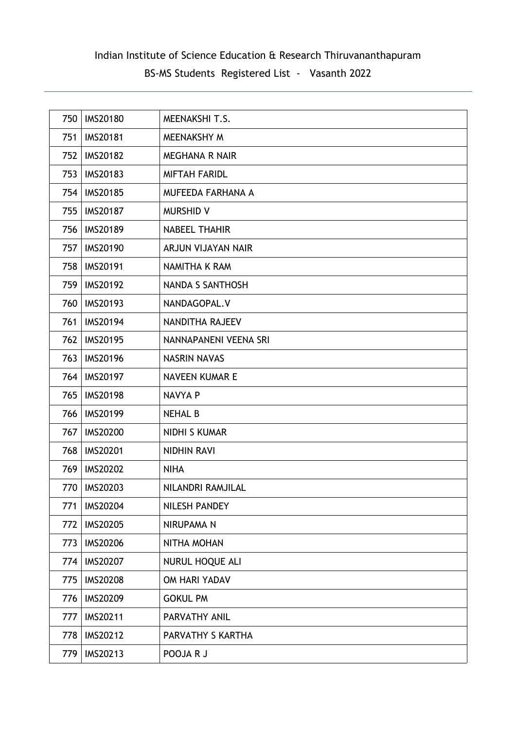Indian Institute of Science Education & Research Thiruvananthapuram

BS-MS Students Registered List - Vasanth 2022

| | | |
|---|---|---|
| 750 | IMS20180 | MEENAKSHI T.S. |
| 751 | IMS20181 | MEENAKSHY M |
| 752 | IMS20182 | MEGHANA R NAIR |
| 753 | IMS20183 | MIFTAH FARIDL |
| 754 | IMS20185 | MUFEEDA FARHANA A |
| 755 | IMS20187 | MURSHID V |
| 756 | IMS20189 | NABEEL THAHIR |
| 757 | IMS20190 | ARJUN VIJAYAN NAIR |
| 758 | IMS20191 | NAMITHA K RAM |
| 759 | IMS20192 | NANDA S SANTHOSH |
| 760 | IMS20193 | NANDAGOPAL.V |
| 761 | IMS20194 | NANDITHA RAJEEV |
| 762 | IMS20195 | NANNAPANENI VEENA SRI |
| 763 | IMS20196 | NASRIN NAVAS |
| 764 | IMS20197 | NAVEEN KUMAR E |
| 765 | IMS20198 | NAVYA P |
| 766 | IMS20199 | NEHAL B |
| 767 | IMS20200 | NIDHI S KUMAR |
| 768 | IMS20201 | NIDHIN RAVI |
| 769 | IMS20202 | NIHA |
| 770 | IMS20203 | NILANDRI RAMJILAL |
| 771 | IMS20204 | NILESH PANDEY |
| 772 | IMS20205 | NIRUPAMA N |
| 773 | IMS20206 | NITHA MOHAN |
| 774 | IMS20207 | NURUL HOQUE ALI |
| 775 | IMS20208 | OM HARI YADAV |
| 776 | IMS20209 | GOKUL PM |
| 777 | IMS20211 | PARVATHY ANIL |
| 778 | IMS20212 | PARVATHY S KARTHA |
| 779 | IMS20213 | POOJA R J |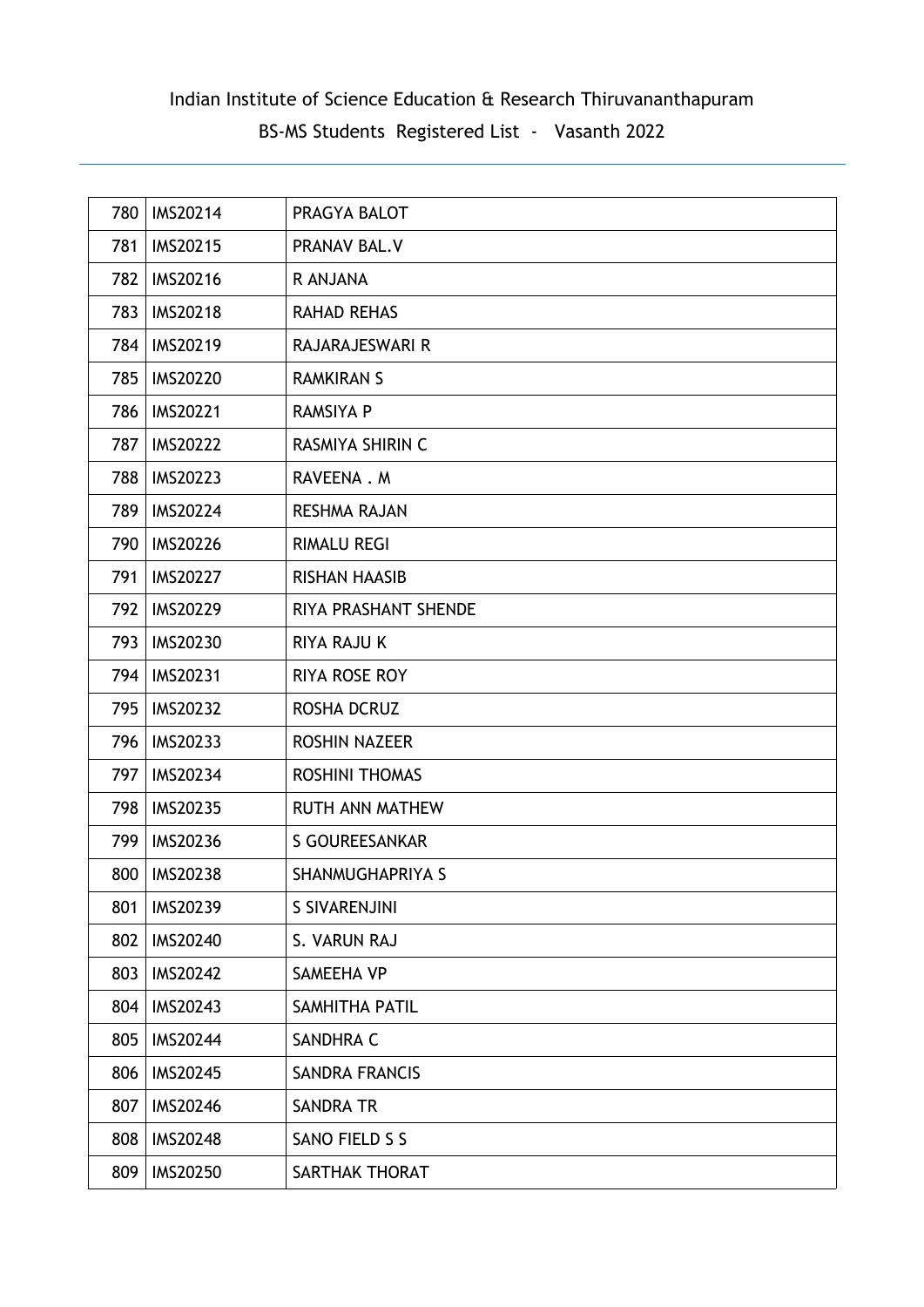Indian Institute of Science Education & Research Thiruvananthapuram

BS-MS Students Registered List - Vasanth 2022

| | | |
|---|---|---|
| 780 | IMS20214 | PRAGYA BALOT |
| 781 | IMS20215 | PRANAV BAL.V |
| 782 | IMS20216 | R ANJANA |
| 783 | IMS20218 | RAHAD REHAS |
| 784 | IMS20219 | RAJARAJESWARI R |
| 785 | IMS20220 | RAMKIRAN S |
| 786 | IMS20221 | RAMSIYA P |
| 787 | IMS20222 | RASMIYA SHIRIN C |
| 788 | IMS20223 | RAVEENA . M |
| 789 | IMS20224 | RESHMA RAJAN |
| 790 | IMS20226 | RIMALU REGI |
| 791 | IMS20227 | RISHAN HAASIB |
| 792 | IMS20229 | RIYA PRASHANT SHENDE |
| 793 | IMS20230 | RIYA RAJU K |
| 794 | IMS20231 | RIYA ROSE ROY |
| 795 | IMS20232 | ROSHA DCRUZ |
| 796 | IMS20233 | ROSHIN NAZEER |
| 797 | IMS20234 | ROSHINI THOMAS |
| 798 | IMS20235 | RUTH ANN MATHEW |
| 799 | IMS20236 | S GOUREESANKAR |
| 800 | IMS20238 | SHANMUGHAPRIYA S |
| 801 | IMS20239 | S SIVARENJINI |
| 802 | IMS20240 | S. VARUN RAJ |
| 803 | IMS20242 | SAMEEHA VP |
| 804 | IMS20243 | SAMHITHA PATIL |
| 805 | IMS20244 | SANDHRA C |
| 806 | IMS20245 | SANDRA FRANCIS |
| 807 | IMS20246 | SANDRA TR |
| 808 | IMS20248 | SANO FIELD S S |
| 809 | IMS20250 | SARTHAK THORAT |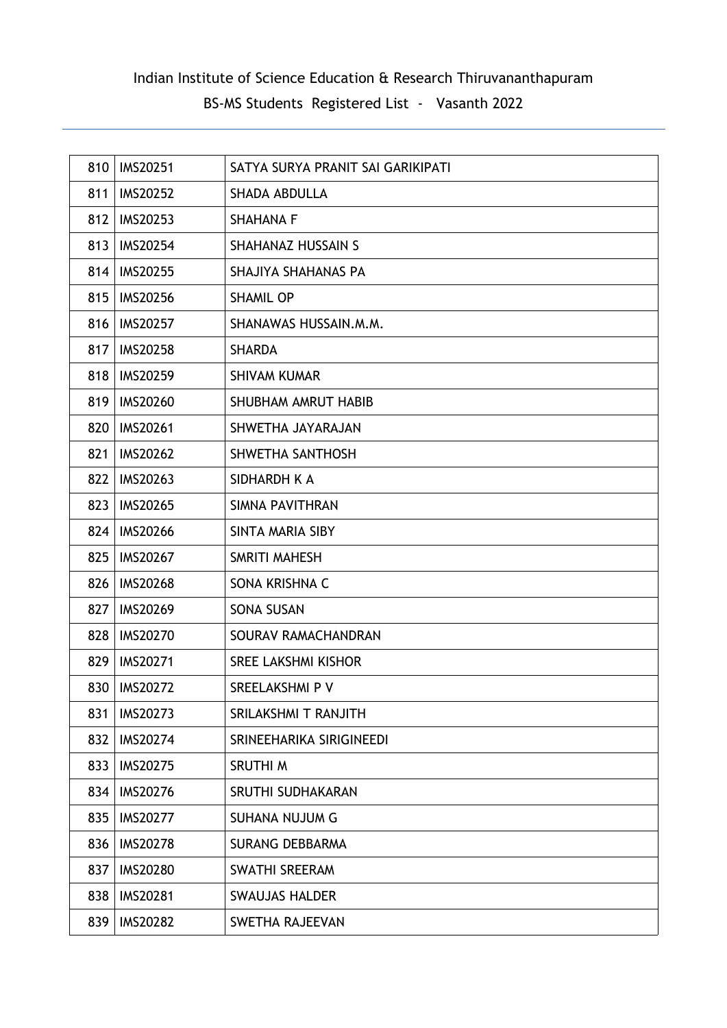Indian Institute of Science Education & Research Thiruvananthapuram

BS-MS Students Registered List - Vasanth 2022

| | | |
|---|---|---|
| 810 | IMS20251 | SATYA SURYA PRANIT SAI GARIKIPATI |
| 811 | IMS20252 | SHADA ABDULLA |
| 812 | IMS20253 | SHAHANA F |
| 813 | IMS20254 | SHAHANAZ HUSSAIN S |
| 814 | IMS20255 | SHAJIYA SHAHANAS PA |
| 815 | IMS20256 | SHAMIL OP |
| 816 | IMS20257 | SHANAWAS HUSSAIN.M.M. |
| 817 | IMS20258 | SHARDA |
| 818 | IMS20259 | SHIVAM KUMAR |
| 819 | IMS20260 | SHUBHAM AMRUT HABIB |
| 820 | IMS20261 | SHWETHA JAYARAJAN |
| 821 | IMS20262 | SHWETHA SANTHOSH |
| 822 | IMS20263 | SIDHARDH K A |
| 823 | IMS20265 | SIMNA PAVITHRAN |
| 824 | IMS20266 | SINTA MARIA SIBY |
| 825 | IMS20267 | SMRITI MAHESH |
| 826 | IMS20268 | SONA KRISHNA C |
| 827 | IMS20269 | SONA SUSAN |
| 828 | IMS20270 | SOURAV RAMACHANDRAN |
| 829 | IMS20271 | SREE LAKSHMI KISHOR |
| 830 | IMS20272 | SREELAKSHMI P V |
| 831 | IMS20273 | SRILAKSHMI T RANJITH |
| 832 | IMS20274 | SRINEEHARIKA SIRIGINEEDI |
| 833 | IMS20275 | SRUTHI M |
| 834 | IMS20276 | SRUTHI SUDHAKARAN |
| 835 | IMS20277 | SUHANA NUJUM G |
| 836 | IMS20278 | SURANG DEBBARMA |
| 837 | IMS20280 | SWATHI SREERAM |
| 838 | IMS20281 | SWAUJAS HALDER |
| 839 | IMS20282 | SWETHA RAJEEVAN |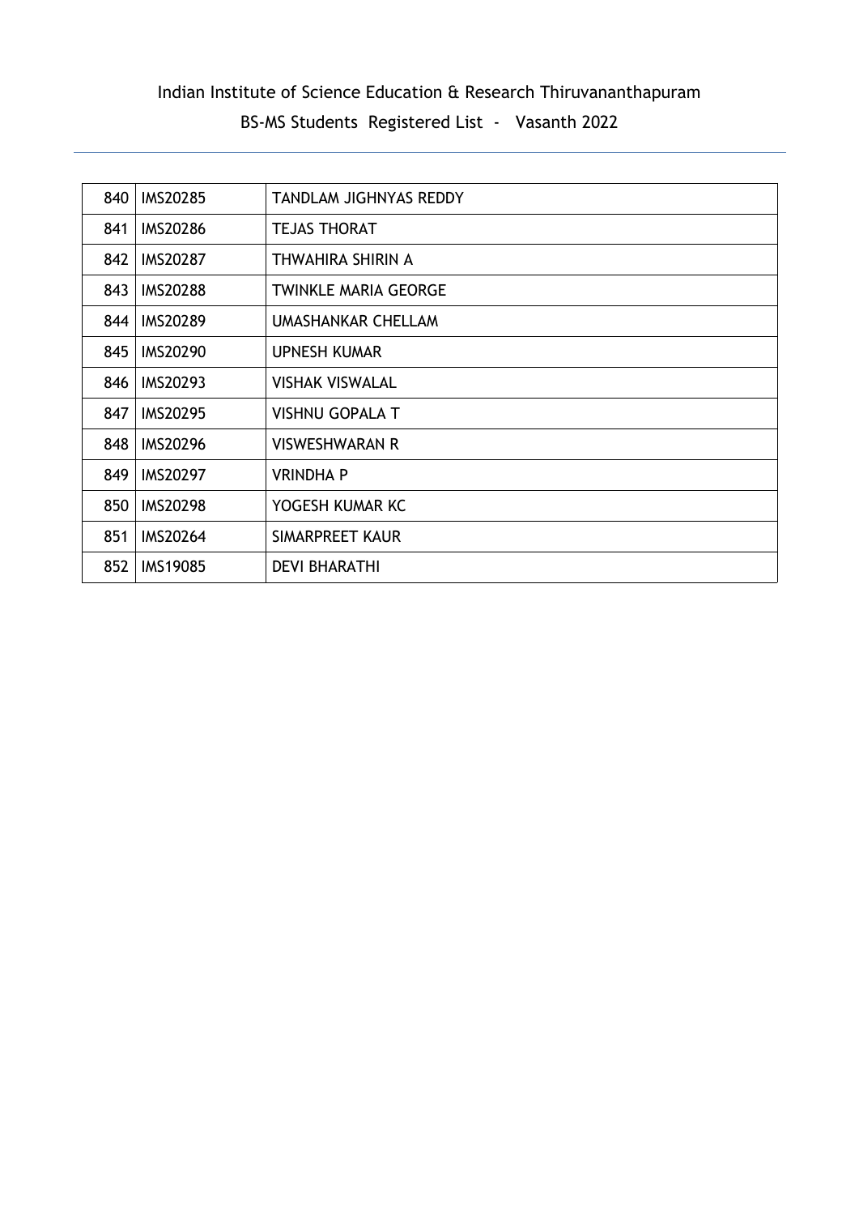| | | |
|---|---|---|
| 840 | IMS20285 | TANDLAM JIGHNYAS REDDY |
| 841 | IMS20286 | TEJAS THORAT |
| 842 | IMS20287 | THWAHIRA SHIRIN A |
| 843 | IMS20288 | TWINKLE MARIA GEORGE |
| 844 | IMS20289 | UMASHANKAR CHELLAM |
| 845 | IMS20290 | UPNESH KUMAR |
| 846 | IMS20293 | VISHAK VISWALAL |
| 847 | IMS20295 | VISHNU GOPALA T |
| 848 | IMS20296 | VISWESHWARAN R |
| 849 | IMS20297 | VRINDHA P |
| 850 | IMS20298 | YOGESH KUMAR KC |
| 851 | IMS20264 | SIMARPREET KAUR |
| 852 | IMS19085 | DEVI BHARATHI |